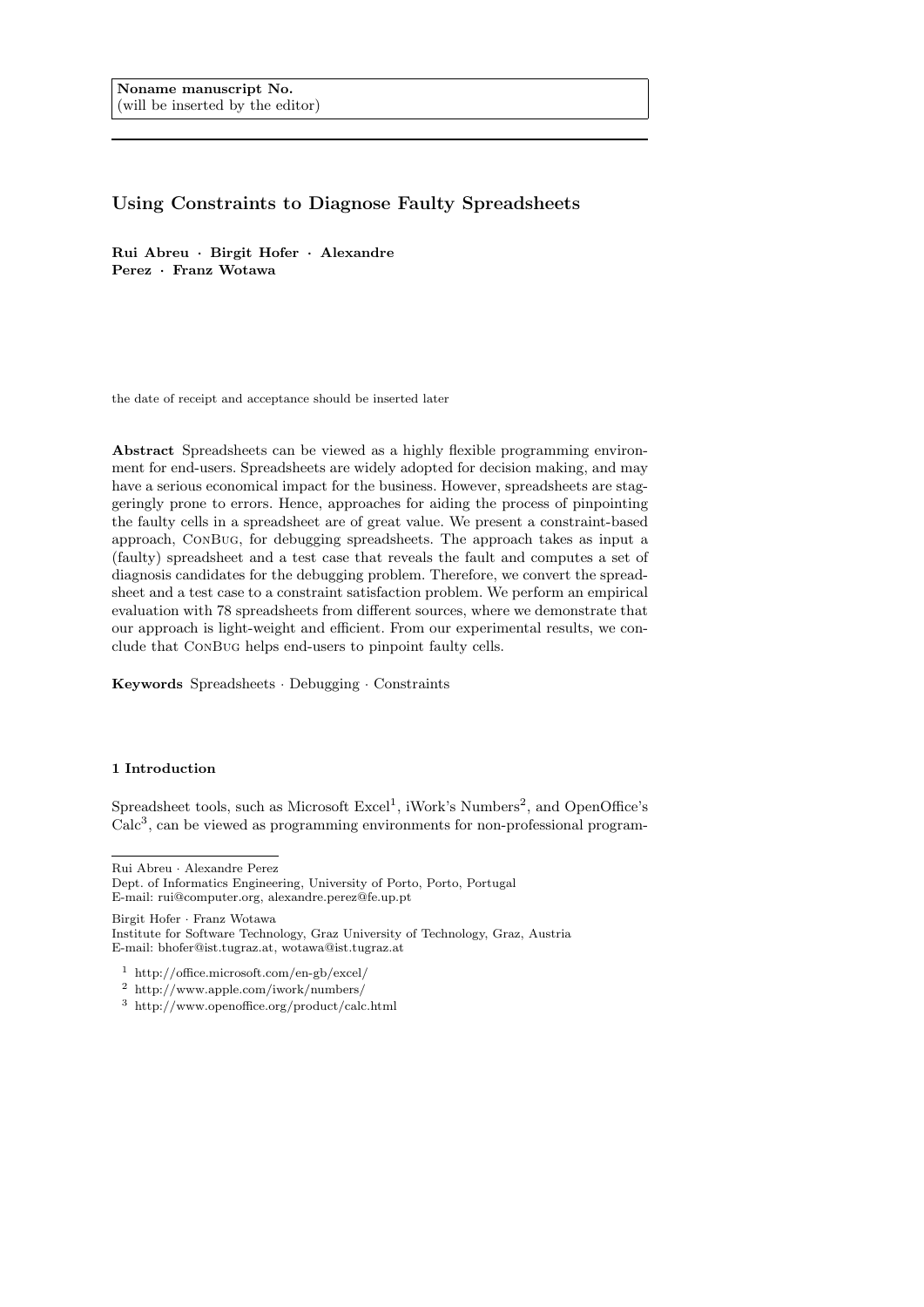Noname manuscript No.
(will be inserted by the editor)

# Using Constraints to Diagnose Faulty Spreadsheets

**Rui Abreu · Birgit Hofer · Alexandre Perez · Franz Wotawa**

the date of receipt and acceptance should be inserted later

**Abstract** Spreadsheets can be viewed as a highly flexible programming environment for end-users. Spreadsheets are widely adopted for decision making, and may have a serious economical impact for the business. However, spreadsheets are staggeringly prone to errors. Hence, approaches for aiding the process of pinpointing the faulty cells in a spreadsheet are of great value. We present a constraint-based approach, ConBug, for debugging spreadsheets. The approach takes as input a (faulty) spreadsheet and a test case that reveals the fault and computes a set of diagnosis candidates for the debugging problem. Therefore, we convert the spreadsheet and a test case to a constraint satisfaction problem. We perform an empirical evaluation with 78 spreadsheets from different sources, where we demonstrate that our approach is light-weight and efficient. From our experimental results, we conclude that ConBug helps end-users to pinpoint faulty cells.

**Keywords** Spreadsheets · Debugging · Constraints

## 1 Introduction

Spreadsheet tools, such as Microsoft Excel[1], iWork's Numbers[2], and OpenOffice's Calc[3], can be viewed as programming environments for non-professional program-

Rui Abreu · Alexandre Perez
Dept. of Informatics Engineering, University of Porto, Porto, Portugal
E-mail: rui@computer.org, alexandre.perez@fe.up.pt

Birgit Hofer · Franz Wotawa
Institute for Software Technology, Graz University of Technology, Graz, Austria
E-mail: bhofer@ist.tugraz.at, wotawa@ist.tugraz.at

[1] http://office.microsoft.com/en-gb/excel/
[2] http://www.apple.com/iwork/numbers/
[3] http://www.openoffice.org/product/calc.html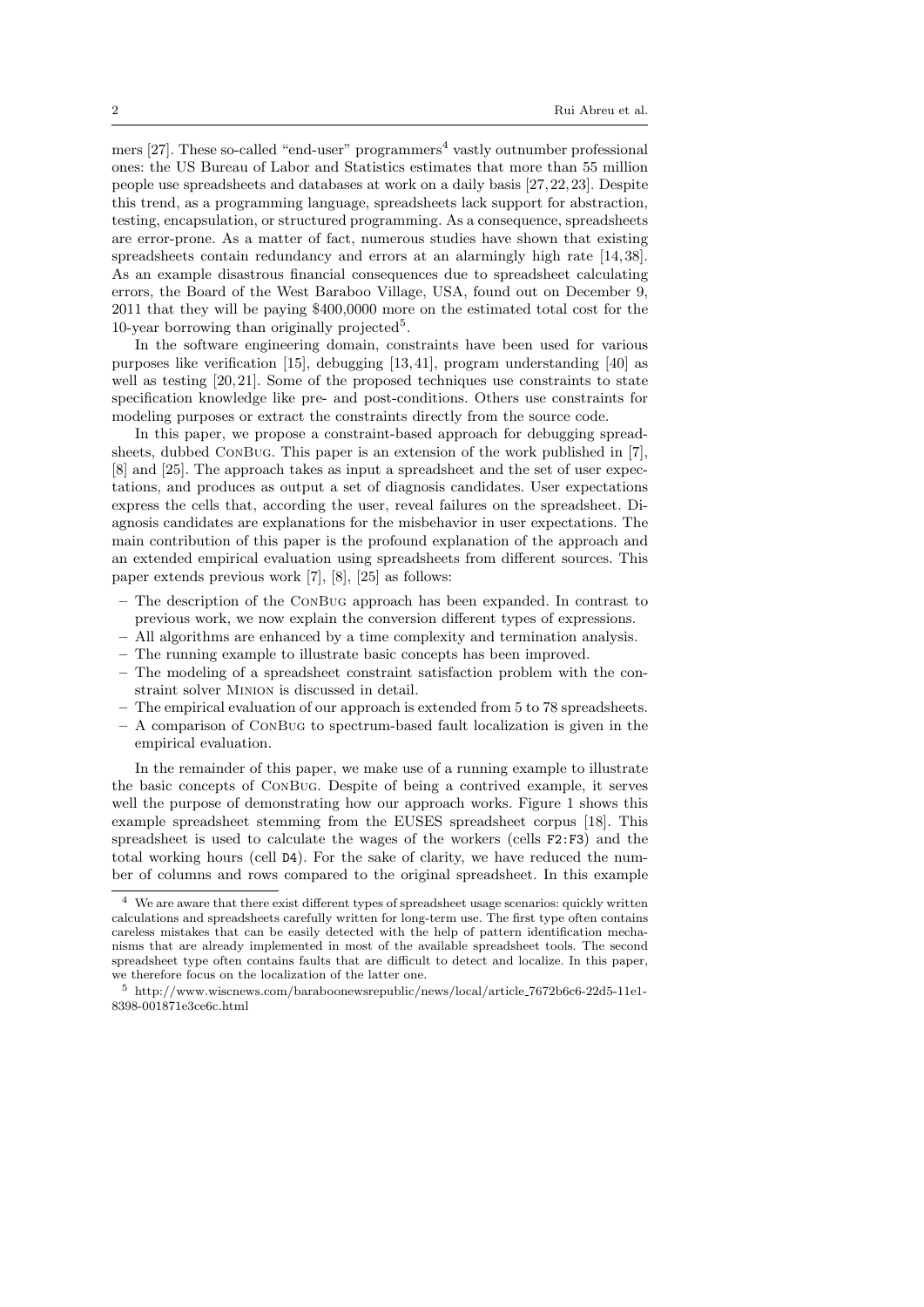mers [27]. These so-called "end-user" programmers[4] vastly outnumber professional ones: the US Bureau of Labor and Statistics estimates that more than 55 million people use spreadsheets and databases at work on a daily basis [27, 22, 23]. Despite this trend, as a programming language, spreadsheets lack support for abstraction, testing, encapsulation, or structured programming. As a consequence, spreadsheets are error-prone. As a matter of fact, numerous studies have shown that existing spreadsheets contain redundancy and errors at an alarmingly high rate [14, 38]. As an example disastrous financial consequences due to spreadsheet calculating errors, the Board of the West Baraboo Village, USA, found out on December 9, 2011 that they will be paying $400,0000 more on the estimated total cost for the 10-year borrowing than originally projected[5].

In the software engineering domain, constraints have been used for various purposes like verification [15], debugging [13, 41], program understanding [40] as well as testing [20, 21]. Some of the proposed techniques use constraints to state specification knowledge like pre- and post-conditions. Others use constraints for modeling purposes or extract the constraints directly from the source code.

In this paper, we propose a constraint-based approach for debugging spreadsheets, dubbed ConBug. This paper is an extension of the work published in [7], [8] and [25]. The approach takes as input a spreadsheet and the set of user expectations, and produces as output a set of diagnosis candidates. User expectations express the cells that, according the user, reveal failures on the spreadsheet. Diagnosis candidates are explanations for the misbehavior in user expectations. The main contribution of this paper is the profound explanation of the approach and an extended empirical evaluation using spreadsheets from different sources. This paper extends previous work [7], [8], [25] as follows:

- The description of the ConBug approach has been expanded. In contrast to previous work, we now explain the conversion different types of expressions.
- All algorithms are enhanced by a time complexity and termination analysis.
- The running example to illustrate basic concepts has been improved.
- The modeling of a spreadsheet constraint satisfaction problem with the constraint solver Minion is discussed in detail.
- The empirical evaluation of our approach is extended from 5 to 78 spreadsheets.
- A comparison of ConBug to spectrum-based fault localization is given in the empirical evaluation.

In the remainder of this paper, we make use of a running example to illustrate the basic concepts of ConBug. Despite of being a contrived example, it serves well the purpose of demonstrating how our approach works. Figure 1 shows this example spreadsheet stemming from the EUSES spreadsheet corpus [18]. This spreadsheet is used to calculate the wages of the workers (cells `F2:F3`) and the total working hours (cell `D4`). For the sake of clarity, we have reduced the number of columns and rows compared to the original spreadsheet. In this example

[4] We are aware that there exist different types of spreadsheet usage scenarios: quickly written calculations and spreadsheets carefully written for long-term use. The first type often contains careless mistakes that can be easily detected with the help of pattern identification mechanisms that are already implemented in most of the available spreadsheet tools. The second spreadsheet type often contains faults that are difficult to detect and localize. In this paper, we therefore focus on the localization of the latter one.

[5] http://www.wiscnews.com/baraboonewsrepublic/news/local/article_7672b6c6-22d5-11e1-8398-001871e3ce6c.html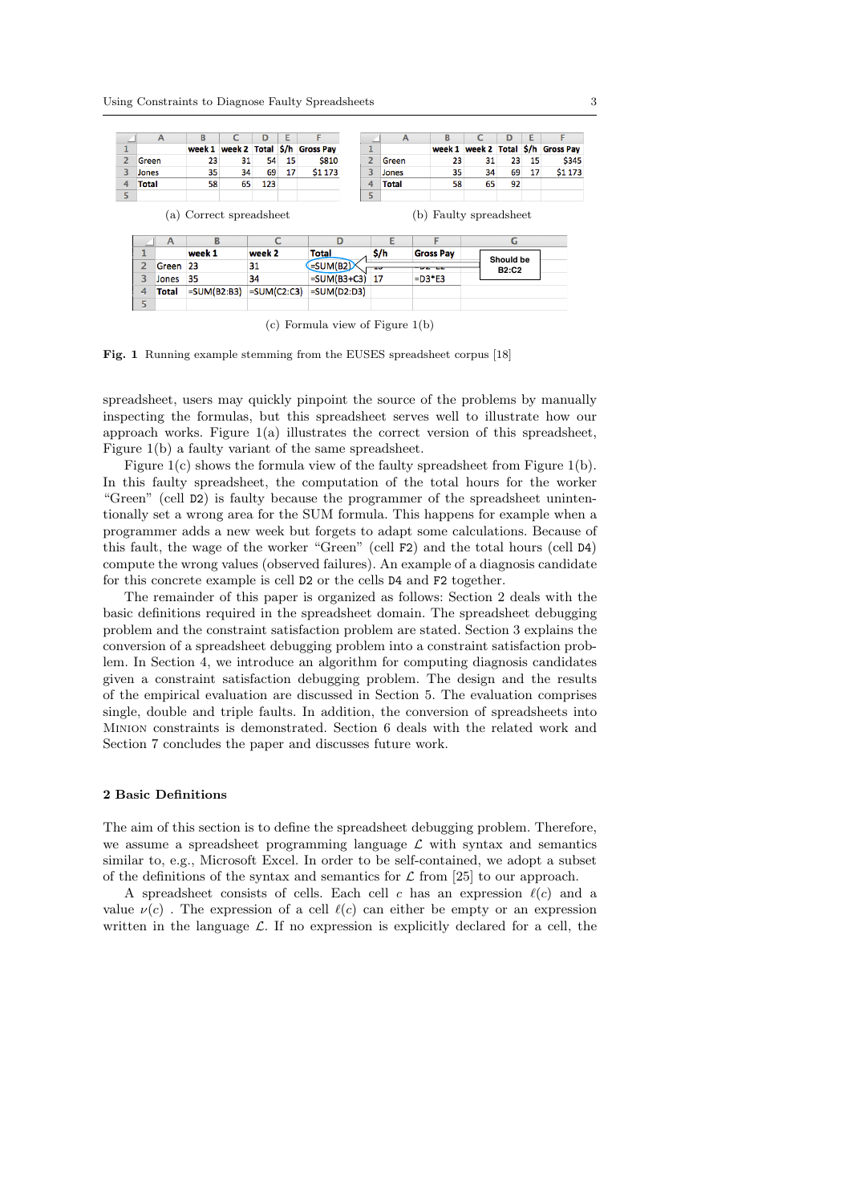| | A | B | C | D | E | F |
|---|---|---|---|---|---|---|
| 1 | | week 1 | week 2 | Total | $/h | Gross Pay |
| 2 | Green | 23 | 31 | 54 | 15 | $810 |
| 3 | Jones | 35 | 34 | 69 | 17 | $1 173 |
| 4 | Total | 58 | 65 | 123 | | |
| 5 | | | | | | |

(a) Correct spreadsheet

| | A | B | C | D | E | F |
|---|---|---|---|---|---|---|
| 1 | | week 1 | week 2 | Total | $/h | Gross Pay |
| 2 | Green | 23 | 31 | 23 | 15 | $345 |
| 3 | Jones | 35 | 34 | 69 | 17 | $1 173 |
| 4 | Total | 58 | 65 | 92 | | |
| 5 | | | | | | |

(b) Faulty spreadsheet

| | A | B | C | D | E | F | G |
|---|---|---|---|---|---|---|---|
| 1 | | week 1 | week 2 | Total | $/h | Gross Pay | |
| 2 | Green | 23 | 31 | =SUM(B2) | 15 | =D2*E2 | Should be B2:C2 |
| 3 | Jones | 35 | 34 | =SUM(B3+C3) | 17 | =D3*E3 | |
| 4 | Total | =SUM(B2:B3) | =SUM(C2:C3) | =SUM(D2:D3) | | | |
| 5 | | | | | | | |

(c) Formula view of Figure 1(b)

**Fig. 1** Running example stemming from the EUSES spreadsheet corpus [18]

spreadsheet, users may quickly pinpoint the source of the problems by manually inspecting the formulas, but this spreadsheet serves well to illustrate how our approach works. Figure 1(a) illustrates the correct version of this spreadsheet, Figure 1(b) a faulty variant of the same spreadsheet.

Figure 1(c) shows the formula view of the faulty spreadsheet from Figure 1(b). In this faulty spreadsheet, the computation of the total hours for the worker "Green" (cell `D2`) is faulty because the programmer of the spreadsheet unintentionally set a wrong area for the SUM formula. This happens for example when a programmer adds a new week but forgets to adapt some calculations. Because of this fault, the wage of the worker "Green" (cell `F2`) and the total hours (cell `D4`) compute the wrong values (observed failures). An example of a diagnosis candidate for this concrete example is cell `D2` or the cells `D4` and `F2` together.

The remainder of this paper is organized as follows: Section 2 deals with the basic definitions required in the spreadsheet domain. The spreadsheet debugging problem and the constraint satisfaction problem are stated. Section 3 explains the conversion of a spreadsheet debugging problem into a constraint satisfaction problem. In Section 4, we introduce an algorithm for computing diagnosis candidates given a constraint satisfaction debugging problem. The design and the results of the empirical evaluation are discussed in Section 5. The evaluation comprises single, double and triple faults. In addition, the conversion of spreadsheets into Minion constraints is demonstrated. Section 6 deals with the related work and Section 7 concludes the paper and discusses future work.

## 2 Basic Definitions

The aim of this section is to define the spreadsheet debugging problem. Therefore, we assume a spreadsheet programming language $\mathcal{L}$ with syntax and semantics similar to, e.g., Microsoft Excel. In order to be self-contained, we adopt a subset of the definitions of the syntax and semantics for $\mathcal{L}$ from [25] to our approach.

A spreadsheet consists of cells. Each cell $c$ has an expression $\ell(c)$ and a value $\nu(c)$ . The expression of a cell $\ell(c)$ can either be empty or an expression written in the language $\mathcal{L}$. If no expression is explicitly declared for a cell, the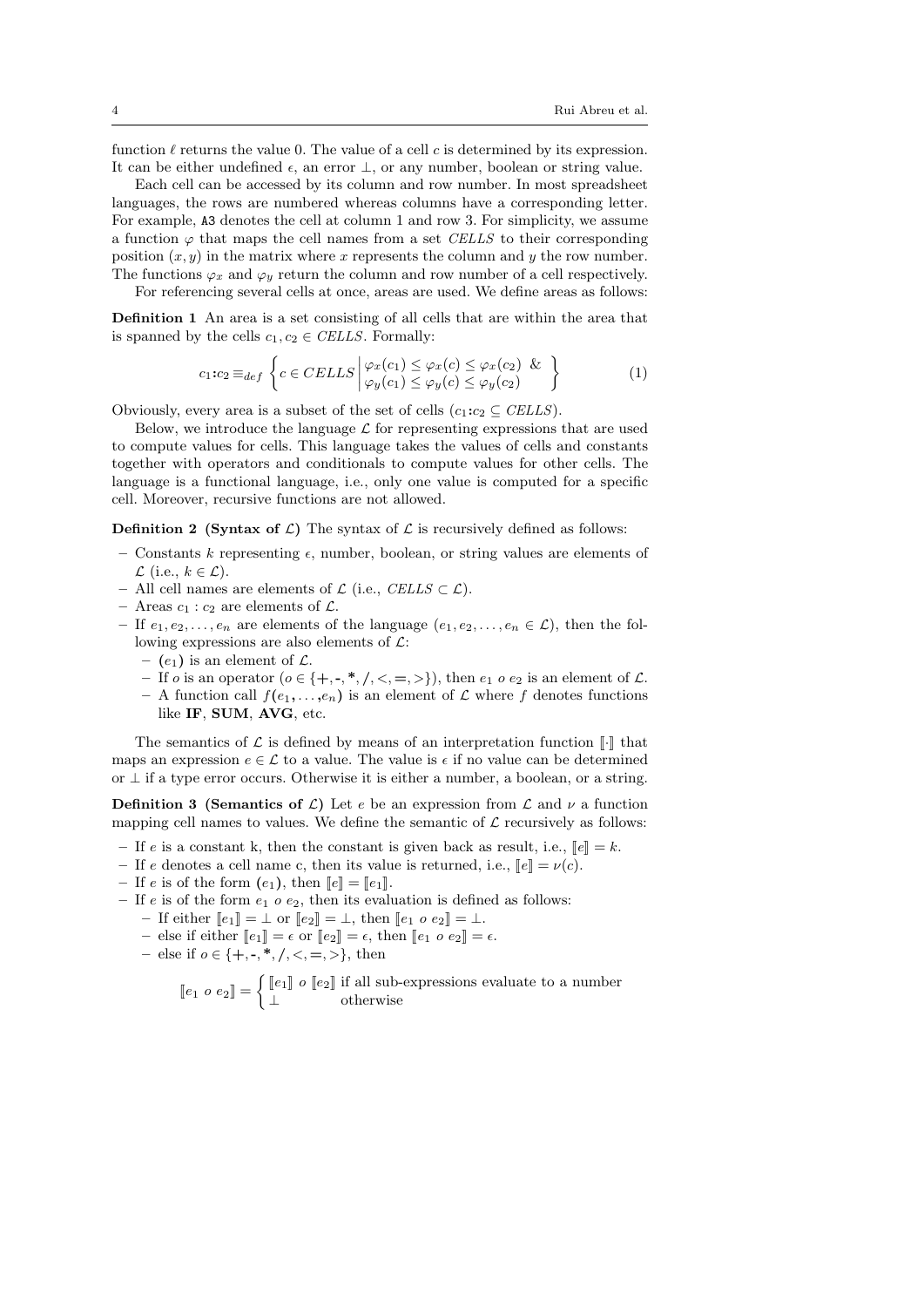function $\ell$ returns the value 0. The value of a cell $c$ is determined by its expression. It can be either undefined $\epsilon$, an error $\perp$, or any number, boolean or string value.

Each cell can be accessed by its column and row number. In most spreadsheet languages, the rows are numbered whereas columns have a corresponding letter. For example, `A3` denotes the cell at column 1 and row 3. For simplicity, we assume a function $\varphi$ that maps the cell names from a set *CELLS* to their corresponding position $(x, y)$ in the matrix where $x$ represents the column and $y$ the row number. The functions $\varphi_x$ and $\varphi_y$ return the column and row number of a cell respectively.

For referencing several cells at once, areas are used. We define areas as follows:

**Definition 1** An area is a set consisting of all cells that are within the area that is spanned by the cells $c_1, c_2 \in \mathit{CELLS}$. Formally:

$$c_1\mathbf{:}c_2 \equiv_{def} \left\{ c \in \mathit{CELLS} \,\middle|\, \begin{array}{l} \varphi_x(c_1) \leq \varphi_x(c) \leq \varphi_x(c_2) \;\; \& \\ \varphi_y(c_1) \leq \varphi_y(c) \leq \varphi_y(c_2) \end{array} \right\} \tag{1}$$

Obviously, every area is a subset of the set of cells ($c_1\mathbf{:}c_2 \subseteq \mathit{CELLS}$).

Below, we introduce the language $\mathcal{L}$ for representing expressions that are used to compute values for cells. This language takes the values of cells and constants together with operators and conditionals to compute values for other cells. The language is a functional language, i.e., only one value is computed for a specific cell. Moreover, recursive functions are not allowed.

**Definition 2 (Syntax of $\mathcal{L}$)** The syntax of $\mathcal{L}$ is recursively defined as follows:

- Constants $k$ representing $\epsilon$, number, boolean, or string values are elements of $\mathcal{L}$ (i.e., $k \in \mathcal{L}$).
- All cell names are elements of $\mathcal{L}$ (i.e., $\mathit{CELLS} \subset \mathcal{L}$).
- Areas $c_1 : c_2$ are elements of $\mathcal{L}$.
- If $e_1, e_2, \ldots, e_n$ are elements of the language ($e_1, e_2, \ldots, e_n \in \mathcal{L}$), then the following expressions are also elements of $\mathcal{L}$:
  - $(e_1)$ is an element of $\mathcal{L}$.
  - If $o$ is an operator ($o \in \{+, -, *, /, <, =, >\}$), then $e_1 \ o \ e_2$ is an element of $\mathcal{L}$.
  - A function call $f(e_1, \ldots, e_n)$ is an element of $\mathcal{L}$ where $f$ denotes functions like **IF**, **SUM**, **AVG**, etc.

The semantics of $\mathcal{L}$ is defined by means of an interpretation function $[\![\cdot]\!]$ that maps an expression $e \in \mathcal{L}$ to a value. The value is $\epsilon$ if no value can be determined or $\perp$ if a type error occurs. Otherwise it is either a number, a boolean, or a string.

**Definition 3 (Semantics of $\mathcal{L}$)** Let $e$ be an expression from $\mathcal{L}$ and $\nu$ a function mapping cell names to values. We define the semantic of $\mathcal{L}$ recursively as follows:

- If $e$ is a constant k, then the constant is given back as result, i.e., $[\![e]\!] = k$.
- If $e$ denotes a cell name c, then its value is returned, i.e., $[\![e]\!] = \nu(c)$.
- If $e$ is of the form $(e_1)$, then $[\![e]\!] = [\![e_1]\!]$.
- If $e$ is of the form $e_1 \ o \ e_2$, then its evaluation is defined as follows:
  - If either $[\![e_1]\!] = \perp$ or $[\![e_2]\!] = \perp$, then $[\![e_1 \ o \ e_2]\!] = \perp$.
  - else if either $[\![e_1]\!] = \epsilon$ or $[\![e_2]\!] = \epsilon$, then $[\![e_1 \ o \ e_2]\!] = \epsilon$.
  - else if $o \in \{+, -, *, /, <, =, >\}$, then

$$[\![e_1 \ o \ e_2]\!] = \begin{cases} [\![e_1]\!] \ o \ [\![e_2]\!] & \text{if all sub-expressions evaluate to a number} \\ \perp & \text{otherwise} \end{cases}$$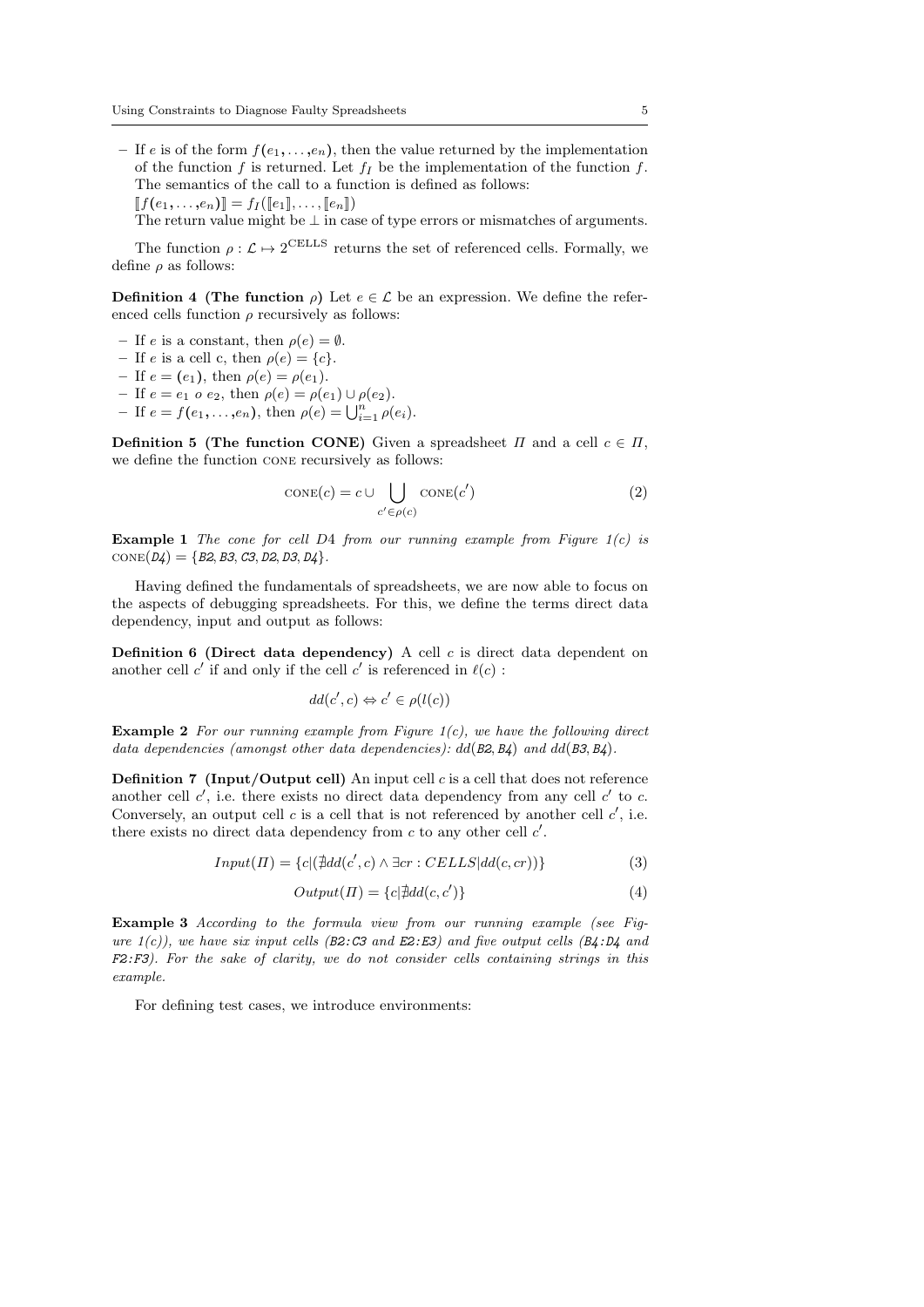- If $e$ is of the form $f(e_1, \ldots, e_n)$, then the value returned by the implementation of the function $f$ is returned. Let $f_I$ be the implementation of the function $f$. The semantics of the call to a function is defined as follows:
  $[\![f(e_1, \ldots, e_n)]\!] = f_I([\![e_1]\!], \ldots, [\![e_n]\!])$
  The return value might be $\perp$ in case of type errors or mismatches of arguments.

The function $\rho : \mathcal{L} \mapsto 2^{\text{CELLS}}$ returns the set of referenced cells. Formally, we define $\rho$ as follows:

**Definition 4 (The function $\rho$)** Let $e \in \mathcal{L}$ be an expression. We define the referenced cells function $\rho$ recursively as follows:

- If $e$ is a constant, then $\rho(e) = \emptyset$.
- If $e$ is a cell c, then $\rho(e) = \{c\}$.
- If $e = (e_1)$, then $\rho(e) = \rho(e_1)$.
- If $e = e_1 \ o \ e_2$, then $\rho(e) = \rho(e_1) \cup \rho(e_2)$.
- If $e = f(e_1, \ldots, e_n)$, then $\rho(e) = \bigcup_{i=1}^{n} \rho(e_i)$.

**Definition 5 (The function CONE)** Given a spreadsheet $\Pi$ and a cell $c \in \Pi$, we define the function CONE recursively as follows:

$$\text{CONE}(c) = c \cup \bigcup_{c' \in \rho(c)} \text{CONE}(c') \tag{2}$$

**Example 1** *The cone for cell D4 from our running example from Figure 1(c) is* $\text{CONE}(D4) = \{B2, B3, C3, D2, D3, D4\}$.

Having defined the fundamentals of spreadsheets, we are now able to focus on the aspects of debugging spreadsheets. For this, we define the terms direct data dependency, input and output as follows:

**Definition 6 (Direct data dependency)** A cell $c$ is direct data dependent on another cell $c'$ if and only if the cell $c'$ is referenced in $\ell(c)$ :

$$dd(c', c) \Leftrightarrow c' \in \rho(l(c))$$

**Example 2** *For our running example from Figure 1(c), we have the following direct data dependencies (amongst other data dependencies):* $dd(B2, B4)$ *and* $dd(B3, B4)$.

**Definition 7 (Input/Output cell)** An input cell $c$ is a cell that does not reference another cell $c'$, i.e. there exists no direct data dependency from any cell $c'$ to $c$. Conversely, an output cell $c$ is a cell that is not referenced by another cell $c'$, i.e. there exists no direct data dependency from $c$ to any other cell $c'$.

$$Input(\Pi) = \{c | (\nexists dd(c', c) \wedge \exists cr : CELLS | dd(c, cr))\} \tag{3}$$

$$Output(\Pi) = \{c | \nexists dd(c, c')\} \tag{4}$$

**Example 3** *According to the formula view from our running example (see Figure 1(c)), we have six input cells (B2:C3 and E2:E3) and five output cells (B4:D4 and F2:F3). For the sake of clarity, we do not consider cells containing strings in this example.*

For defining test cases, we introduce environments: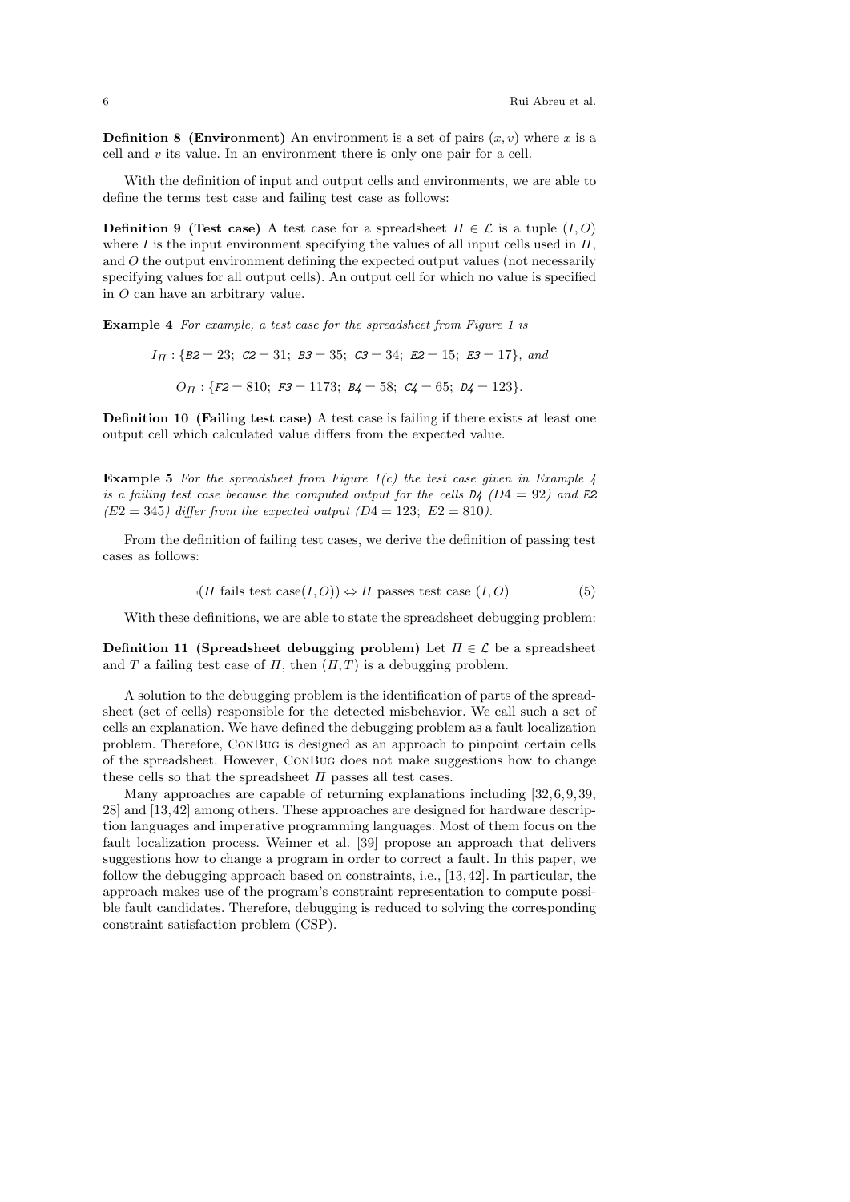**Definition 8 (Environment)** An environment is a set of pairs $(x, v)$ where $x$ is a cell and $v$ its value. In an environment there is only one pair for a cell.

With the definition of input and output cells and environments, we are able to define the terms test case and failing test case as follows:

**Definition 9 (Test case)** A test case for a spreadsheet $\Pi \in \mathcal{L}$ is a tuple $(I, O)$ where $I$ is the input environment specifying the values of all input cells used in $\Pi$, and $O$ the output environment defining the expected output values (not necessarily specifying values for all output cells). An output cell for which no value is specified in $O$ can have an arbitrary value.

**Example 4** *For example, a test case for the spreadsheet from Figure 1 is*

$$I_\Pi : \{\mathit{B2} = 23;\ \mathit{C2} = 31;\ \mathit{B3} = 35;\ \mathit{C3} = 34;\ \mathit{E2} = 15;\ \mathit{E3} = 17\},\ and$$

$$O_\Pi : \{\mathit{F2} = 810;\ \mathit{F3} = 1173;\ \mathit{B4} = 58;\ \mathit{C4} = 65;\ \mathit{D4} = 123\}.$$

**Definition 10 (Failing test case)** A test case is failing if there exists at least one output cell which calculated value differs from the expected value.

**Example 5** *For the spreadsheet from Figure 1(c) the test case given in Example 4 is a failing test case because the computed output for the cells D4 ($D4 = 92$) and E2 ($E2 = 345$) differ from the expected output ($D4 = 123;\ E2 = 810$).*

From the definition of failing test cases, we derive the definition of passing test cases as follows:

$$\neg(\Pi \text{ fails test case}(I, O)) \Leftrightarrow \Pi \text{ passes test case } (I, O) \tag{5}$$

With these definitions, we are able to state the spreadsheet debugging problem:

**Definition 11 (Spreadsheet debugging problem)** Let $\Pi \in \mathcal{L}$ be a spreadsheet and $T$ a failing test case of $\Pi$, then $(\Pi, T)$ is a debugging problem.

A solution to the debugging problem is the identification of parts of the spreadsheet (set of cells) responsible for the detected misbehavior. We call such a set of cells an explanation. We have defined the debugging problem as a fault localization problem. Therefore, ConBug is designed as an approach to pinpoint certain cells of the spreadsheet. However, ConBug does not make suggestions how to change these cells so that the spreadsheet $\Pi$ passes all test cases.

Many approaches are capable of returning explanations including [32, 6, 9, 39, 28] and [13, 42] among others. These approaches are designed for hardware description languages and imperative programming languages. Most of them focus on the fault localization process. Weimer et al. [39] propose an approach that delivers suggestions how to change a program in order to correct a fault. In this paper, we follow the debugging approach based on constraints, i.e., [13, 42]. In particular, the approach makes use of the program's constraint representation to compute possible fault candidates. Therefore, debugging is reduced to solving the corresponding constraint satisfaction problem (CSP).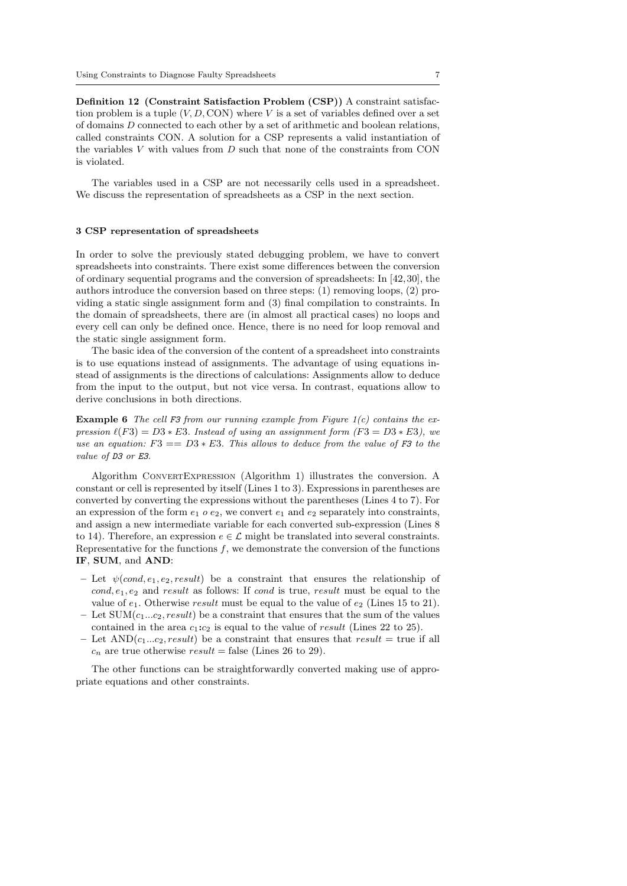**Definition 12 (Constraint Satisfaction Problem (CSP))** A constraint satisfaction problem is a tuple $(V, D, \text{CON})$ where $V$ is a set of variables defined over a set of domains $D$ connected to each other by a set of arithmetic and boolean relations, called constraints CON. A solution for a CSP represents a valid instantiation of the variables $V$ with values from $D$ such that none of the constraints from CON is violated.

The variables used in a CSP are not necessarily cells used in a spreadsheet. We discuss the representation of spreadsheets as a CSP in the next section.

### 3 CSP representation of spreadsheets

In order to solve the previously stated debugging problem, we have to convert spreadsheets into constraints. There exist some differences between the conversion of ordinary sequential programs and the conversion of spreadsheets: In [42,30], the authors introduce the conversion based on three steps: (1) removing loops, (2) providing a static single assignment form and (3) final compilation to constraints. In the domain of spreadsheets, there are (in almost all practical cases) no loops and every cell can only be defined once. Hence, there is no need for loop removal and the static single assignment form.

The basic idea of the conversion of the content of a spreadsheet into constraints is to use equations instead of assignments. The advantage of using equations instead of assignments is the directions of calculations: Assignments allow to deduce from the input to the output, but not vice versa. In contrast, equations allow to derive conclusions in both directions.

**Example 6** *The cell* `F3` *from our running example from Figure 1(c) contains the expression* $\ell(F3) = D3 * E3$. *Instead of using an assignment form* ($F3 = D3 * E3$)*, we use an equation:* $F3 == D3 * E3$. *This allows to deduce from the value of* `F3` *to the value of* `D3` *or* `E3`.

Algorithm ConvertExpression (Algorithm 1) illustrates the conversion. A constant or cell is represented by itself (Lines 1 to 3). Expressions in parentheses are converted by converting the expressions without the parentheses (Lines 4 to 7). For an expression of the form $e_1 \; o \; e_2$, we convert $e_1$ and $e_2$ separately into constraints, and assign a new intermediate variable for each converted sub-expression (Lines 8 to 14). Therefore, an expression $e \in \mathcal{L}$ might be translated into several constraints. Representative for the functions $f$, we demonstrate the conversion of the functions **IF**, **SUM**, and **AND**:

- Let $\psi(cond, e_1, e_2, result)$ be a constraint that ensures the relationship of $cond, e_1, e_2$ and $result$ as follows: If $cond$ is true, $result$ must be equal to the value of $e_1$. Otherwise $result$ must be equal to the value of $e_2$ (Lines 15 to 21).
- Let $\text{SUM}(c_1...c_2, result)$ be a constraint that ensures that the sum of the values contained in the area $c_1$:$c_2$ is equal to the value of $result$ (Lines 22 to 25).
- Let $\text{AND}(c_1...c_2, result)$ be a constraint that ensures that $result = \text{true}$ if all $c_n$ are true otherwise $result = \text{false}$ (Lines 26 to 29).

The other functions can be straightforwardly converted making use of appropriate equations and other constraints.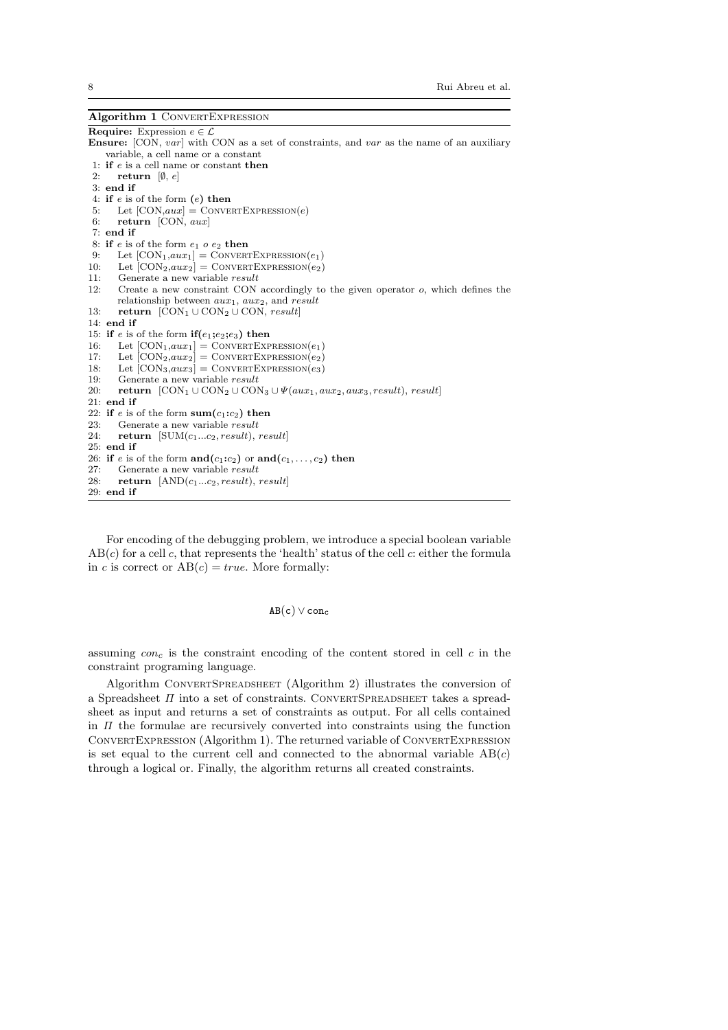**Algorithm 1** ConvertExpression

**Require:** Expression $e \in \mathcal{L}$

**Ensure:** [CON, *var*] with CON as a set of constraints, and *var* as the name of an auxiliary variable, a cell name or a constant

1: **if** $e$ is a cell name or constant **then**
2: &nbsp;&nbsp;&nbsp;&nbsp;**return** $[\emptyset, e]$
3: **end if**
4: **if** $e$ is of the form **(**$e$**)** **then**
5: &nbsp;&nbsp;&nbsp;&nbsp;Let $[\text{CON}, aux] = \text{ConvertExpression}(e)$
6: &nbsp;&nbsp;&nbsp;&nbsp;**return** $[\text{CON}, aux]$
7: **end if**
8: **if** $e$ is of the form $e_1\ o\ e_2$ **then**
9: &nbsp;&nbsp;&nbsp;&nbsp;Let $[\text{CON}_1, aux_1] = \text{ConvertExpression}(e_1)$
10: &nbsp;&nbsp;&nbsp;&nbsp;Let $[\text{CON}_2, aux_2] = \text{ConvertExpression}(e_2)$
11: &nbsp;&nbsp;&nbsp;&nbsp;Generate a new variable *result*
12: &nbsp;&nbsp;&nbsp;&nbsp;Create a new constraint CON accordingly to the given operator $o$, which defines the relationship between $aux_1$, $aux_2$, and *result*
13: &nbsp;&nbsp;&nbsp;&nbsp;**return** $[\text{CON}_1 \cup \text{CON}_2 \cup \text{CON}, result]$
14: **end if**
15: **if** $e$ is of the form **if(**$e_1$**;**$e_2$**;**$e_3$**)** **then**
16: &nbsp;&nbsp;&nbsp;&nbsp;Let $[\text{CON}_1, aux_1] = \text{ConvertExpression}(e_1)$
17: &nbsp;&nbsp;&nbsp;&nbsp;Let $[\text{CON}_2, aux_2] = \text{ConvertExpression}(e_2)$
18: &nbsp;&nbsp;&nbsp;&nbsp;Let $[\text{CON}_3, aux_3] = \text{ConvertExpression}(e_3)$
19: &nbsp;&nbsp;&nbsp;&nbsp;Generate a new variable *result*
20: &nbsp;&nbsp;&nbsp;&nbsp;**return** $[\text{CON}_1 \cup \text{CON}_2 \cup \text{CON}_3 \cup \Psi(aux_1, aux_2, aux_3, result), result]$
21: **end if**
22: **if** $e$ is of the form **sum(**$c_1$**:**$c_2$**)** **then**
23: &nbsp;&nbsp;&nbsp;&nbsp;Generate a new variable *result*
24: &nbsp;&nbsp;&nbsp;&nbsp;**return** $[\text{SUM}(c_1...c_2, result), result]$
25: **end if**
26: **if** $e$ is of the form **and(**$c_1$**:**$c_2$**)** or **and(**$c_1, \ldots, c_2$**)** **then**
27: &nbsp;&nbsp;&nbsp;&nbsp;Generate a new variable *result*
28: &nbsp;&nbsp;&nbsp;&nbsp;**return** $[\text{AND}(c_1...c_2, result), result]$
29: **end if**

For encoding of the debugging problem, we introduce a special boolean variable $\text{AB}(c)$ for a cell $c$, that represents the 'health' status of the cell $c$: either the formula in $c$ is correct or $\text{AB}(c) = true$. More formally:

$$\texttt{AB(c)} \vee \texttt{con}_\texttt{c}$$

assuming $con_c$ is the constraint encoding of the content stored in cell $c$ in the constraint programing language.

Algorithm ConvertSpreadsheet (Algorithm 2) illustrates the conversion of a Spreadsheet $\Pi$ into a set of constraints. ConvertSpreadsheet takes a spreadsheet as input and returns a set of constraints as output. For all cells contained in $\Pi$ the formulae are recursively converted into constraints using the function ConvertExpression (Algorithm 1). The returned variable of ConvertExpression is set equal to the current cell and connected to the abnormal variable $\text{AB}(c)$ through a logical or. Finally, the algorithm returns all created constraints.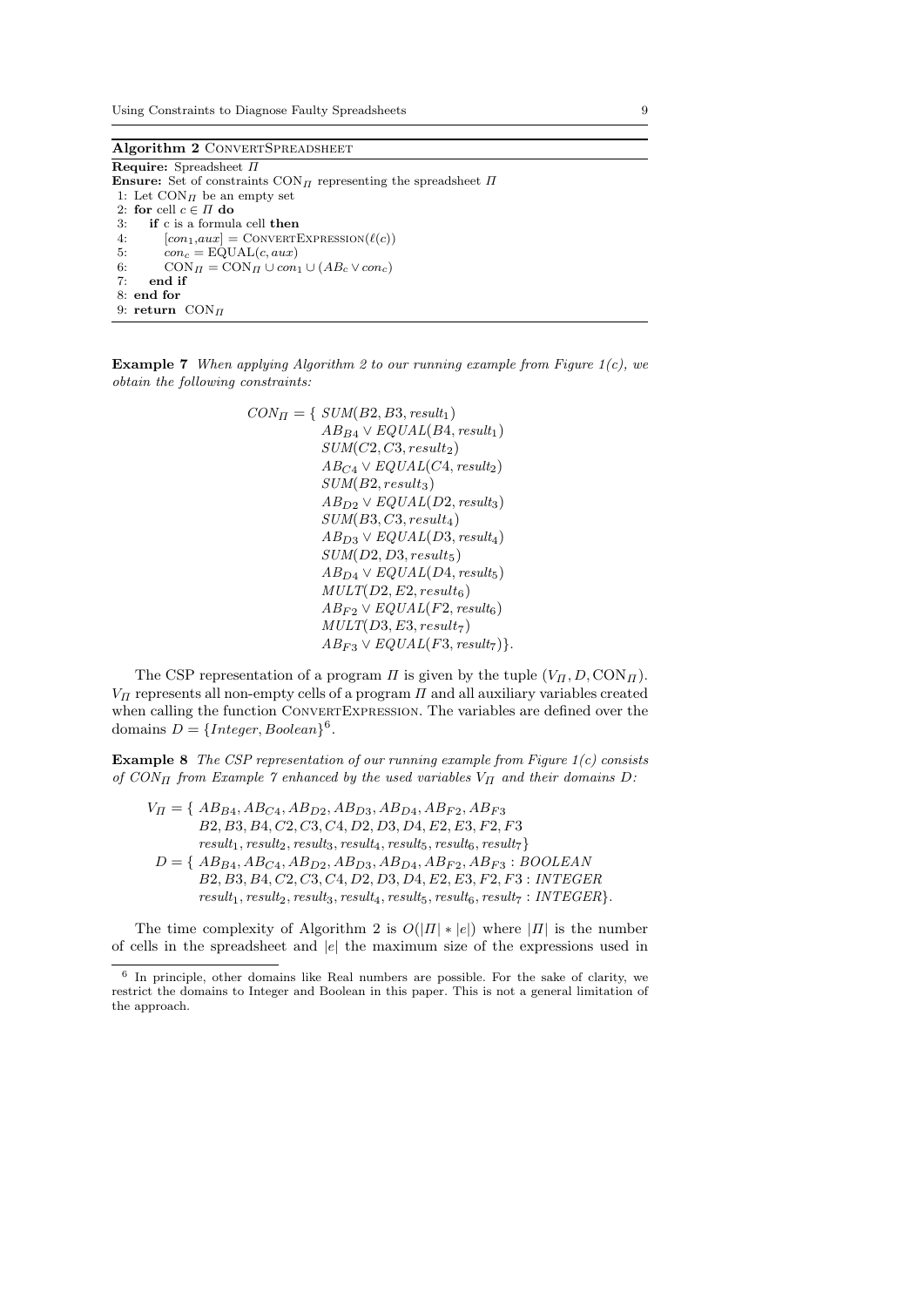**Algorithm 2** CONVERTSPREADSHEET

```
Require: Spreadsheet Π
Ensure: Set of constraints CON_Π representing the spreadsheet Π
1: Let CON_Π be an empty set
2: for cell c ∈ Π do
3:     if c is a formula cell then
4:         [con_1, aux] = CONVERTEXPRESSION(ℓ(c))
5:         con_c = EQUAL(c, aux)
6:         CON_Π = CON_Π ∪ con_1 ∪ (AB_c ∨ con_c)
7:     end if
8: end for
9: return CON_Π
```

**Example 7** *When applying Algorithm 2 to our running example from Figure 1(c), we obtain the following constraints:*

$$
\begin{aligned}
CON_{\Pi} = \{\ & SUM(B2, B3, result_1)\\
& AB_{B4} \vee EQUAL(B4, result_1)\\
& SUM(C2, C3, result_2)\\
& AB_{C4} \vee EQUAL(C4, result_2)\\
& SUM(B2, result_3)\\
& AB_{D2} \vee EQUAL(D2, result_3)\\
& SUM(B3, C3, result_4)\\
& AB_{D3} \vee EQUAL(D3, result_4)\\
& SUM(D2, D3, result_5)\\
& AB_{D4} \vee EQUAL(D4, result_5)\\
& MULT(D2, E2, result_6)\\
& AB_{F2} \vee EQUAL(F2, result_6)\\
& MULT(D3, E3, result_7)\\
& AB_{F3} \vee EQUAL(F3, result_7)\}.
\end{aligned}
$$

The CSP representation of a program $\Pi$ is given by the tuple $(V_{\Pi}, D, \mathrm{CON}_{\Pi})$. $V_{\Pi}$ represents all non-empty cells of a program $\Pi$ and all auxiliary variables created when calling the function CONVERTEXPRESSION. The variables are defined over the domains $D = \{Integer, Boolean\}$[6].

**Example 8** *The CSP representation of our running example from Figure 1(c) consists of $CON_{\Pi}$ from Example 7 enhanced by the used variables $V_{\Pi}$ and their domains $D$:*

$$
\begin{aligned}
V_{\Pi} = \{\ & AB_{B4}, AB_{C4}, AB_{D2}, AB_{D3}, AB_{D4}, AB_{F2}, AB_{F3}\\
& B2, B3, B4, C2, C3, C4, D2, D3, D4, E2, E3, F2, F3\\
& result_1, result_2, result_3, result_4, result_5, result_6, result_7\}\\
D = \{\ & AB_{B4}, AB_{C4}, AB_{D2}, AB_{D3}, AB_{D4}, AB_{F2}, AB_{F3} : BOOLEAN\\
& B2, B3, B4, C2, C3, C4, D2, D3, D4, E2, E3, F2, F3 : INTEGER\\
& result_1, result_2, result_3, result_4, result_5, result_6, result_7 : INTEGER\}.
\end{aligned}
$$

The time complexity of Algorithm 2 is $O(|\Pi| * |e|)$ where $|\Pi|$ is the number of cells in the spreadsheet and $|e|$ the maximum size of the expressions used in

[6] In principle, other domains like Real numbers are possible. For the sake of clarity, we restrict the domains to Integer and Boolean in this paper. This is not a general limitation of the approach.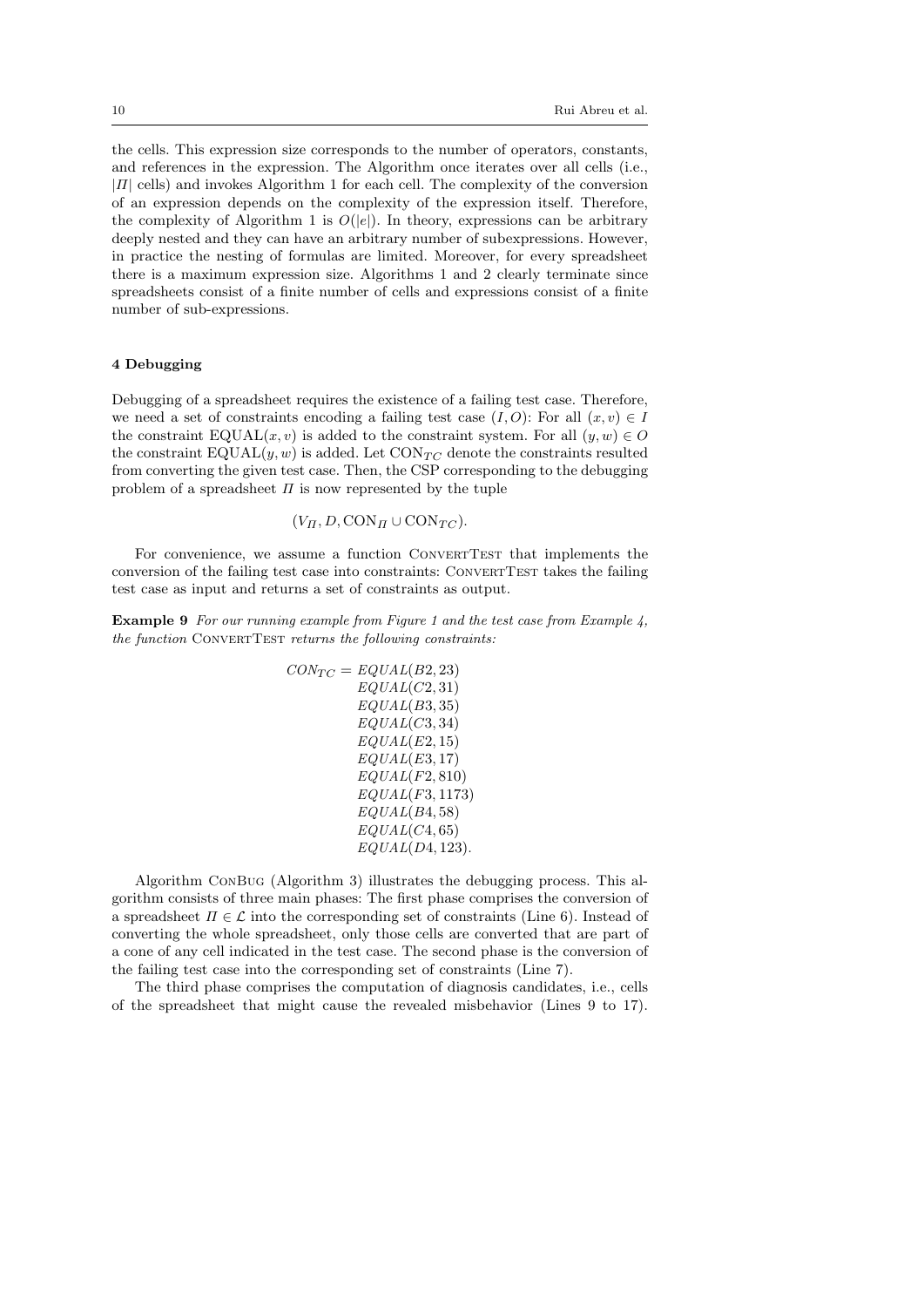the cells. This expression size corresponds to the number of operators, constants, and references in the expression. The Algorithm once iterates over all cells (i.e., $|\Pi|$ cells) and invokes Algorithm 1 for each cell. The complexity of the conversion of an expression depends on the complexity of the expression itself. Therefore, the complexity of Algorithm 1 is $O(|e|)$. In theory, expressions can be arbitrary deeply nested and they can have an arbitrary number of subexpressions. However, in practice the nesting of formulas are limited. Moreover, for every spreadsheet there is a maximum expression size. Algorithms 1 and 2 clearly terminate since spreadsheets consist of a finite number of cells and expressions consist of a finite number of sub-expressions.

## 4 Debugging

Debugging of a spreadsheet requires the existence of a failing test case. Therefore, we need a set of constraints encoding a failing test case $(I, O)$: For all $(x, v) \in I$ the constraint $\text{EQUAL}(x, v)$ is added to the constraint system. For all $(y, w) \in O$ the constraint $\text{EQUAL}(y, w)$ is added. Let $\text{CON}_{TC}$ denote the constraints resulted from converting the given test case. Then, the CSP corresponding to the debugging problem of a spreadsheet $\Pi$ is now represented by the tuple

$$(V_\Pi, D, \text{CON}_\Pi \cup \text{CON}_{TC}).$$

For convenience, we assume a function ConvertTest that implements the conversion of the failing test case into constraints: ConvertTest takes the failing test case as input and returns a set of constraints as output.

**Example 9** *For our running example from Figure 1 and the test case from Example 4, the function* ConvertTest *returns the following constraints:*

$$\begin{aligned} CON_{TC} = \ & EQUAL(B2, 23) \\ & EQUAL(C2, 31) \\ & EQUAL(B3, 35) \\ & EQUAL(C3, 34) \\ & EQUAL(E2, 15) \\ & EQUAL(E3, 17) \\ & EQUAL(F2, 810) \\ & EQUAL(F3, 1173) \\ & EQUAL(B4, 58) \\ & EQUAL(C4, 65) \\ & EQUAL(D4, 123). \end{aligned}$$

Algorithm ConBug (Algorithm 3) illustrates the debugging process. This algorithm consists of three main phases: The first phase comprises the conversion of a spreadsheet $\Pi \in \mathcal{L}$ into the corresponding set of constraints (Line 6). Instead of converting the whole spreadsheet, only those cells are converted that are part of a cone of any cell indicated in the test case. The second phase is the conversion of the failing test case into the corresponding set of constraints (Line 7).

The third phase comprises the computation of diagnosis candidates, i.e., cells of the spreadsheet that might cause the revealed misbehavior (Lines 9 to 17).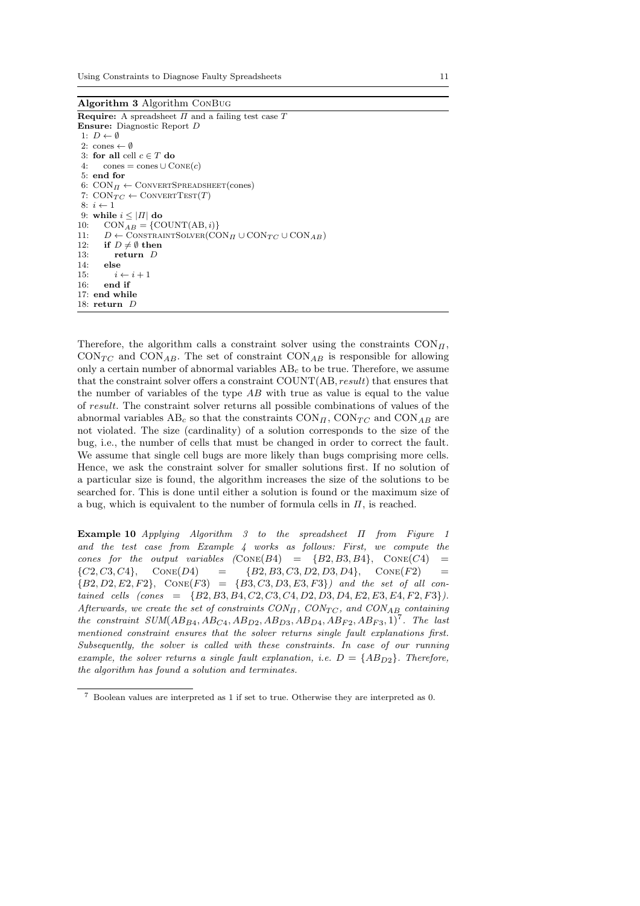**Algorithm 3** Algorithm ConBug

```
Require: A spreadsheet Π and a failing test case T
Ensure: Diagnostic Report D
 1: D ← ∅
 2: cones ← ∅
 3: for all cell c ∈ T do
 4:     cones = cones ∪ Cone(c)
 5: end for
 6: CON_Π ← ConvertSpreadsheet(cones)
 7: CON_TC ← ConvertTest(T)
 8: i ← 1
 9: while i ≤ |Π| do
10:     CON_AB = {COUNT(AB, i)}
11:     D ← ConstraintSolver(CON_Π ∪ CON_TC ∪ CON_AB)
12:     if D ≠ ∅ then
13:         return D
14:     else
15:         i ← i + 1
16:     end if
17: end while
18: return D
```

Therefore, the algorithm calls a constraint solver using the constraints $\text{CON}_\Pi$, $\text{CON}_{TC}$ and $\text{CON}_{AB}$. The set of constraint $\text{CON}_{AB}$ is responsible for allowing only a certain number of abnormal variables $\text{AB}_c$ to be true. Therefore, we assume that the constraint solver offers a constraint $\text{COUNT}(\text{AB}, result)$ that ensures that the number of variables of the type $AB$ with true as value is equal to the value of $result$. The constraint solver returns all possible combinations of values of the abnormal variables $\text{AB}_c$ so that the constraints $\text{CON}_\Pi$, $\text{CON}_{TC}$ and $\text{CON}_{AB}$ are not violated. The size (cardinality) of a solution corresponds to the size of the bug, i.e., the number of cells that must be changed in order to correct the fault. We assume that single cell bugs are more likely than bugs comprising more cells. Hence, we ask the constraint solver for smaller solutions first. If no solution of a particular size is found, the algorithm increases the size of the solutions to be searched for. This is done until either a solution is found or the maximum size of a bug, which is equivalent to the number of formula cells in $\Pi$, is reached.

**Example 10** *Applying Algorithm 3 to the spreadsheet $\Pi$ from Figure 1 and the test case from Example 4 works as follows: First, we compute the cones for the output variables ($\text{Cone}(B4) = \{B2, B3, B4\}$, $\text{Cone}(C4) = \{C2, C3, C4\}$, $\text{Cone}(D4) = \{B2, B3, C3, D2, D3, D4\}$, $\text{Cone}(F2) = \{B2, D2, E2, F2\}$, $\text{Cone}(F3) = \{B3, C3, D3, E3, F3\}$) and the set of all contained cells (cones $= \{B2, B3, B4, C2, C3, C4, D2, D3, D4, E2, E3, E4, F2, F3\}$). Afterwards, we create the set of constraints $CON_\Pi$, $CON_{TC}$, and $CON_{AB}$ containing the constraint $SUM(AB_{B4}, AB_{C4}, AB_{D2}, AB_{D3}, AB_{D4}, AB_{F2}, AB_{F3}, 1)$[7]. The last mentioned constraint ensures that the solver returns single fault explanations first. Subsequently, the solver is called with these constraints. In case of our running example, the solver returns a single fault explanation, i.e. $D = \{AB_{D2}\}$. Therefore, the algorithm has found a solution and terminates.*

[7] Boolean values are interpreted as 1 if set to true. Otherwise they are interpreted as 0.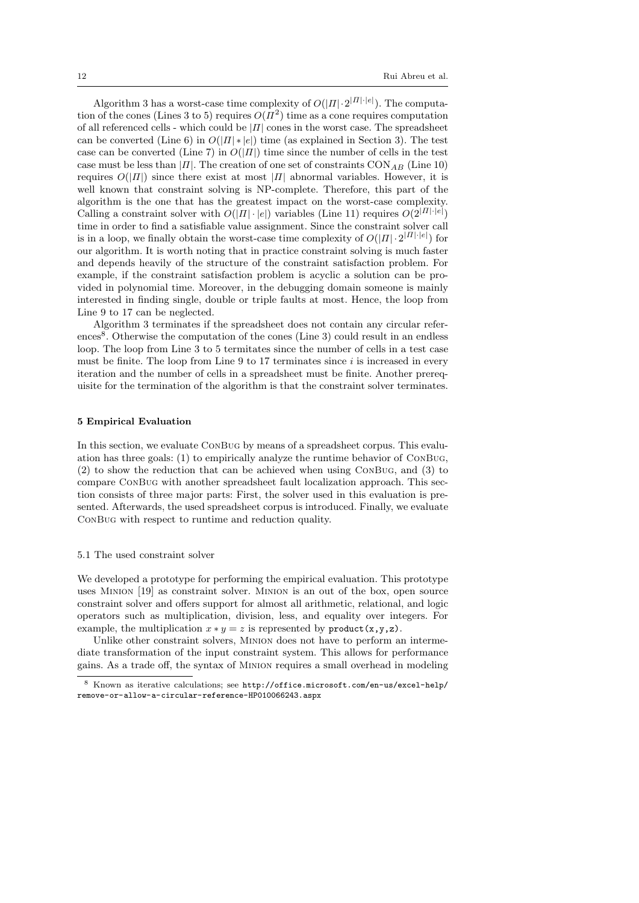Algorithm 3 has a worst-case time complexity of $O(|\Pi| \cdot 2^{|\Pi| \cdot |e|})$. The computation of the cones (Lines 3 to 5) requires $O(\Pi^2)$ time as a cone requires computation of all referenced cells - which could be $|\Pi|$ cones in the worst case. The spreadsheet can be converted (Line 6) in $O(|\Pi| * |e|)$ time (as explained in Section 3). The test case can be converted (Line 7) in $O(|\Pi|)$ time since the number of cells in the test case must be less than $|\Pi|$. The creation of one set of constraints $\text{CON}_{AB}$ (Line 10) requires $O(|\Pi|)$ since there exist at most $|\Pi|$ abnormal variables. However, it is well known that constraint solving is NP-complete. Therefore, this part of the algorithm is the one that has the greatest impact on the worst-case complexity. Calling a constraint solver with $O(|\Pi| \cdot |e|)$ variables (Line 11) requires $O(2^{|\Pi| \cdot |e|})$ time in order to find a satisfiable value assignment. Since the constraint solver call is in a loop, we finally obtain the worst-case time complexity of $O(|\Pi| \cdot 2^{|\Pi| \cdot |e|})$ for our algorithm. It is worth noting that in practice constraint solving is much faster and depends heavily of the structure of the constraint satisfaction problem. For example, if the constraint satisfaction problem is acyclic a solution can be provided in polynomial time. Moreover, in the debugging domain someone is mainly interested in finding single, double or triple faults at most. Hence, the loop from Line 9 to 17 can be neglected.

Algorithm 3 terminates if the spreadsheet does not contain any circular references[8]. Otherwise the computation of the cones (Line 3) could result in an endless loop. The loop from Line 3 to 5 termitates since the number of cells in a test case must be finite. The loop from Line 9 to 17 terminates since $i$ is increased in every iteration and the number of cells in a spreadsheet must be finite. Another prerequisite for the termination of the algorithm is that the constraint solver terminates.

## 5 Empirical Evaluation

In this section, we evaluate ConBug by means of a spreadsheet corpus. This evaluation has three goals: (1) to empirically analyze the runtime behavior of ConBug, (2) to show the reduction that can be achieved when using ConBug, and (3) to compare ConBug with another spreadsheet fault localization approach. This section consists of three major parts: First, the solver used in this evaluation is presented. Afterwards, the used spreadsheet corpus is introduced. Finally, we evaluate ConBug with respect to runtime and reduction quality.

### 5.1 The used constraint solver

We developed a prototype for performing the empirical evaluation. This prototype uses Minion [19] as constraint solver. Minion is an out of the box, open source constraint solver and offers support for almost all arithmetic, relational, and logic operators such as multiplication, division, less, and equality over integers. For example, the multiplication $x * y = z$ is represented by `product(x,y,z)`.

Unlike other constraint solvers, Minion does not have to perform an intermediate transformation of the input constraint system. This allows for performance gains. As a trade off, the syntax of Minion requires a small overhead in modeling

[8] Known as iterative calculations; see http://office.microsoft.com/en-us/excel-help/remove-or-allow-a-circular-reference-HP010066243.aspx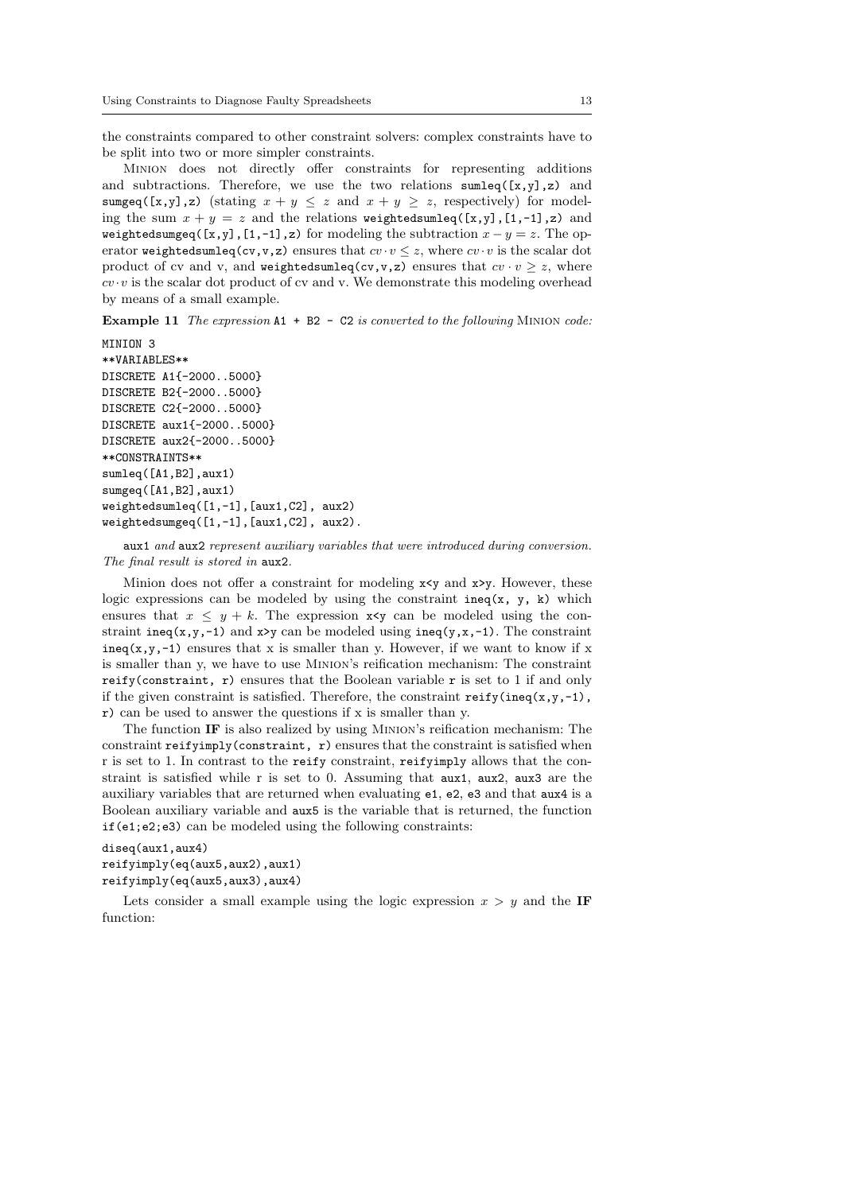the constraints compared to other constraint solvers: complex constraints have to be split into two or more simpler constraints.

Minion does not directly offer constraints for representing additions and subtractions. Therefore, we use the two relations `sumleq([x,y],z)` and `sumgeq([x,y],z)` (stating $x + y \leq z$ and $x + y \geq z$, respectively) for modeling the sum $x + y = z$ and the relations `weightedsumleq([x,y],[1,-1],z)` and `weightedsumgeq([x,y],[1,-1],z)` for modeling the subtraction $x - y = z$. The operator `weightedsumleq(cv,v,z)` ensures that $cv \cdot v \leq z$, where $cv \cdot v$ is the scalar dot product of cv and v, and `weightedsumleq(cv,v,z)` ensures that $cv \cdot v \geq z$, where $cv \cdot v$ is the scalar dot product of cv and v. We demonstrate this modeling overhead by means of a small example.

**Example 11** *The expression* `A1 + B2 - C2` *is converted to the following* Minion *code:*

```
MINION 3
**VARIABLES**
DISCRETE A1{-2000..5000}
DISCRETE B2{-2000..5000}
DISCRETE C2{-2000..5000}
DISCRETE aux1{-2000..5000}
DISCRETE aux2{-2000..5000}
**CONSTRAINTS**
sumleq([A1,B2],aux1)
sumgeq([A1,B2],aux1)
weightedsumleq([1,-1],[aux1,C2], aux2)
weightedsumgeq([1,-1],[aux1,C2], aux2).
```

`aux1` *and* `aux2` *represent auxiliary variables that were introduced during conversion. The final result is stored in* `aux2`*.*

Minion does not offer a constraint for modeling `x<y` and `x>y`. However, these logic expressions can be modeled by using the constraint `ineq(x, y, k)` which ensures that $x \leq y + k$. The expression `x<y` can be modeled using the constraint `ineq(x,y,-1)` and `x>y` can be modeled using `ineq(y,x,-1)`. The constraint `ineq(x,y,-1)` ensures that x is smaller than y. However, if we want to know if x is smaller than y, we have to use Minion's reification mechanism: The constraint `reify(constraint, r)` ensures that the Boolean variable `r` is set to 1 if and only if the given constraint is satisfied. Therefore, the constraint `reify(ineq(x,y,-1), r)` can be used to answer the questions if x is smaller than y.

The function **IF** is also realized by using Minion's reification mechanism: The constraint `reifyimply(constraint, r)` ensures that the constraint is satisfied when r is set to 1. In contrast to the `reify` constraint, `reifyimply` allows that the constraint is satisfied while r is set to 0. Assuming that `aux1`, `aux2`, `aux3` are the auxiliary variables that are returned when evaluating `e1`, `e2`, `e3` and that `aux4` is a Boolean auxiliary variable and `aux5` is the variable that is returned, the function `if(e1;e2;e3)` can be modeled using the following constraints:

```
diseq(aux1,aux4)
reifyimply(eq(aux5,aux2),aux1)
reifyimply(eq(aux5,aux3),aux4)
```

Lets consider a small example using the logic expression $x > y$ and the **IF** function: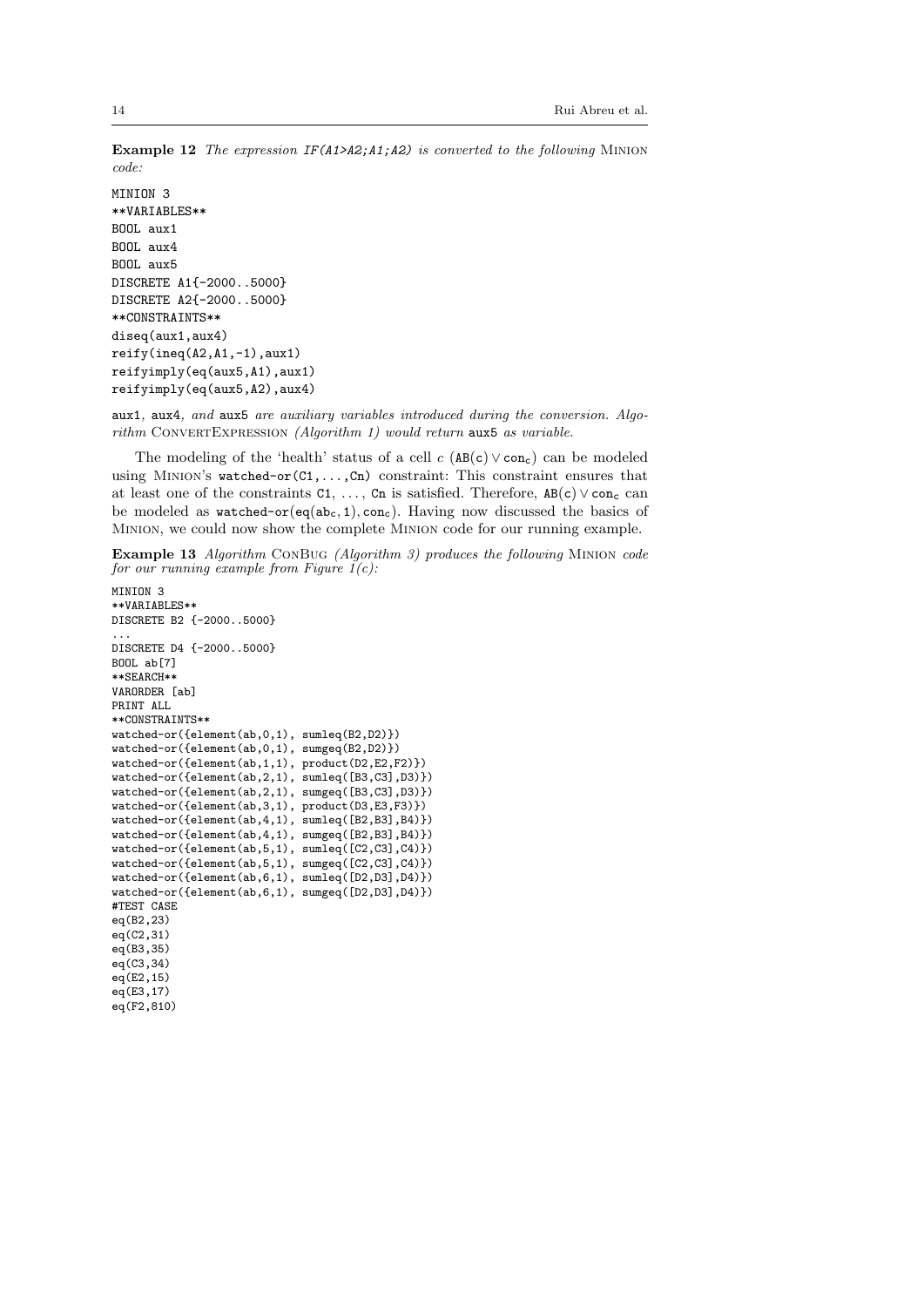**Example 12** *The expression IF(A1>A2;A1;A2) is converted to the following* Minion *code:*

```
MINION 3
**VARIABLES**
BOOL aux1
BOOL aux4
BOOL aux5
DISCRETE A1{-2000..5000}
DISCRETE A2{-2000..5000}
**CONSTRAINTS**
diseq(aux1,aux4)
reify(ineq(A2,A1,-1),aux1)
reifyimply(eq(aux5,A1),aux1)
reifyimply(eq(aux5,A2),aux4)
```

`aux1`*,* `aux4`*, and* `aux5` *are auxiliary variables introduced during the conversion. Algorithm* ConvertExpression *(Algorithm 1) would return* `aux5` *as variable.*

The modeling of the 'health' status of a cell $c$ ($\texttt{AB(c)} \vee \texttt{con}_\texttt{c}$) can be modeled using Minion's `watched-or(C1,...,Cn)` constraint: This constraint ensures that at least one of the constraints `C1`, ..., `Cn` is satisfied. Therefore, $\texttt{AB(c)} \vee \texttt{con}_\texttt{c}$ can be modeled as $\texttt{watched-or(eq(ab}_\texttt{c}\texttt{,1),con}_\texttt{c}\texttt{)}$. Having now discussed the basics of Minion, we could now show the complete Minion code for our running example.

**Example 13** *Algorithm* ConBug *(Algorithm 3) produces the following* Minion *code for our running example from Figure 1(c):*

```
MINION 3
**VARIABLES**
DISCRETE B2 {-2000..5000}
...
DISCRETE D4 {-2000..5000}
BOOL ab[7]
**SEARCH**
VARORDER [ab]
PRINT ALL
**CONSTRAINTS**
watched-or({element(ab,0,1), sumleq(B2,D2)})
watched-or({element(ab,0,1), sumgeq(B2,D2)})
watched-or({element(ab,1,1), product(D2,E2,F2)})
watched-or({element(ab,2,1), sumleq([B3,C3],D3)})
watched-or({element(ab,2,1), sumgeq([B3,C3],D3)})
watched-or({element(ab,3,1), product(D3,E3,F3)})
watched-or({element(ab,4,1), sumleq([B2,B3],B4)})
watched-or({element(ab,4,1), sumgeq([B2,B3],B4)})
watched-or({element(ab,5,1), sumleq([C2,C3],C4)})
watched-or({element(ab,5,1), sumgeq([C2,C3],C4)})
watched-or({element(ab,6,1), sumleq([D2,D3],D4)})
watched-or({element(ab,6,1), sumgeq([D2,D3],D4)})
#TEST CASE
eq(B2,23)
eq(C2,31)
eq(B3,35)
eq(C3,34)
eq(E2,15)
eq(E3,17)
eq(F2,810)
```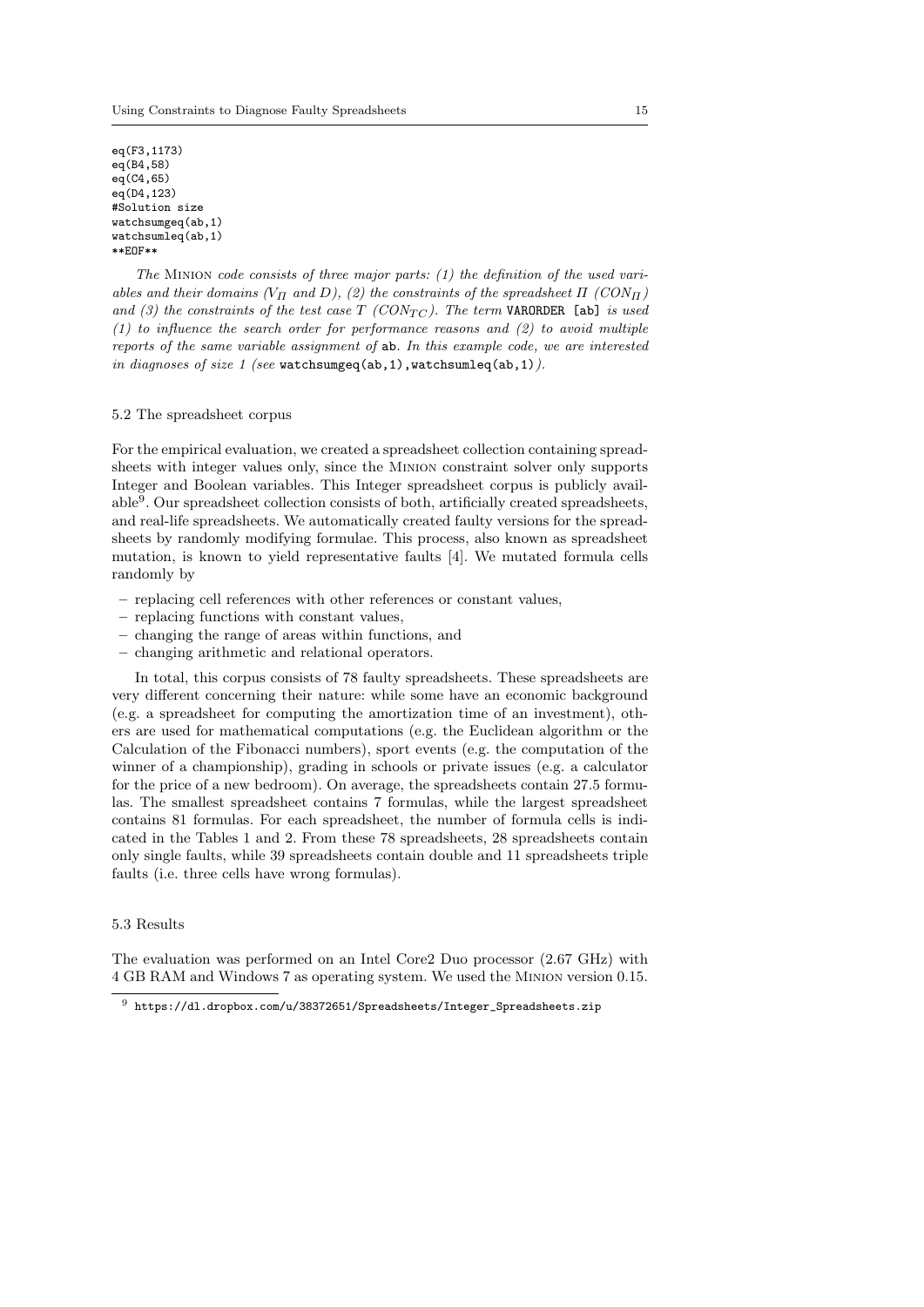```
eq(F3,1173)
eq(B4,58)
eq(C4,65)
eq(D4,123)
#Solution size
watchsumgeq(ab,1)
watchsumleq(ab,1)
**EOF**
```

*The* Minion *code consists of three major parts: (1) the definition of the used variables and their domains ($V_{\Pi}$ and $D$), (2) the constraints of the spreadsheet $\Pi$ ($CON_{\Pi}$) and (3) the constraints of the test case $T$ ($CON_{TC}$). The term* `VARORDER [ab]` *is used (1) to influence the search order for performance reasons and (2) to avoid multiple reports of the same variable assignment of* `ab`*. In this example code, we are interested in diagnoses of size 1 (see* `watchsumgeq(ab,1),watchsumleq(ab,1)`*).*

### 5.2 The spreadsheet corpus

For the empirical evaluation, we created a spreadsheet collection containing spreadsheets with integer values only, since the Minion constraint solver only supports Integer and Boolean variables. This Integer spreadsheet corpus is publicly available[9]. Our spreadsheet collection consists of both, artificially created spreadsheets, and real-life spreadsheets. We automatically created faulty versions for the spreadsheets by randomly modifying formulae. This process, also known as spreadsheet mutation, is known to yield representative faults [4]. We mutated formula cells randomly by

– replacing cell references with other references or constant values,
– replacing functions with constant values,
– changing the range of areas within functions, and
– changing arithmetic and relational operators.

In total, this corpus consists of 78 faulty spreadsheets. These spreadsheets are very different concerning their nature: while some have an economic background (e.g. a spreadsheet for computing the amortization time of an investment), others are used for mathematical computations (e.g. the Euclidean algorithm or the Calculation of the Fibonacci numbers), sport events (e.g. the computation of the winner of a championship), grading in schools or private issues (e.g. a calculator for the price of a new bedroom). On average, the spreadsheets contain 27.5 formulas. The smallest spreadsheet contains 7 formulas, while the largest spreadsheet contains 81 formulas. For each spreadsheet, the number of formula cells is indicated in the Tables 1 and 2. From these 78 spreadsheets, 28 spreadsheets contain only single faults, while 39 spreadsheets contain double and 11 spreadsheets triple faults (i.e. three cells have wrong formulas).

### 5.3 Results

The evaluation was performed on an Intel Core2 Duo processor (2.67 GHz) with 4 GB RAM and Windows 7 as operating system. We used the Minion version 0.15.

[9] `https://dl.dropbox.com/u/38372651/Spreadsheets/Integer_Spreadsheets.zip`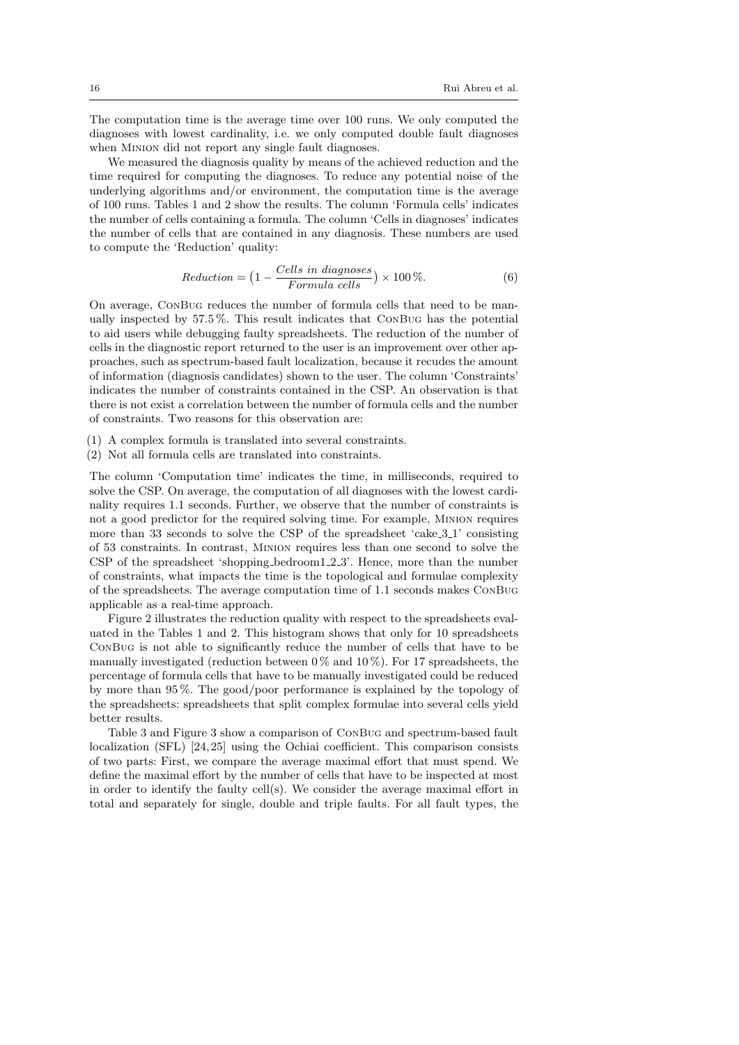The computation time is the average time over 100 runs. We only computed the diagnoses with lowest cardinality, i.e. we only computed double fault diagnoses when MINION did not report any single fault diagnoses.

We measured the diagnosis quality by means of the achieved reduction and the time required for computing the diagnoses. To reduce any potential noise of the underlying algorithms and/or environment, the computation time is the average of 100 runs. Tables 1 and 2 show the results. The column 'Formula cells' indicates the number of cells containing a formula. The column 'Cells in diagnoses' indicates the number of cells that are contained in any diagnosis. These numbers are used to compute the 'Reduction' quality:

$$Reduction = \left(1 - \frac{Cells\ in\ diagnoses}{Formula\ cells}\right) \times 100\,\%. \tag{6}$$

On average, CONBUG reduces the number of formula cells that need to be manually inspected by 57.5 %. This result indicates that CONBUG has the potential to aid users while debugging faulty spreadsheets. The reduction of the number of cells in the diagnostic report returned to the user is an improvement over other approaches, such as spectrum-based fault localization, because it recudes the amount of information (diagnosis candidates) shown to the user. The column 'Constraints' indicates the number of constraints contained in the CSP. An observation is that there is not exist a correlation between the number of formula cells and the number of constraints. Two reasons for this observation are:

(1) A complex formula is translated into several constraints.
(2) Not all formula cells are translated into constraints.

The column 'Computation time' indicates the time, in milliseconds, required to solve the CSP. On average, the computation of all diagnoses with the lowest cardinality requires 1.1 seconds. Further, we observe that the number of constraints is not a good predictor for the required solving time. For example, MINION requires more than 33 seconds to solve the CSP of the spreadsheet 'cake_3_1' consisting of 53 constraints. In contrast, MINION requires less than one second to solve the CSP of the spreadsheet 'shopping_bedroom1_2_3'. Hence, more than the number of constraints, what impacts the time is the topological and formulae complexity of the spreadsheets. The average computation time of 1.1 seconds makes CONBUG applicable as a real-time approach.

Figure 2 illustrates the reduction quality with respect to the spreadsheets evaluated in the Tables 1 and 2. This histogram shows that only for 10 spreadsheets CONBUG is not able to significantly reduce the number of cells that have to be manually investigated (reduction between 0 % and 10 %). For 17 spreadsheets, the percentage of formula cells that have to be manually investigated could be reduced by more than 95 %. The good/poor performance is explained by the topology of the spreadsheets: spreadsheets that split complex formulae into several cells yield better results.

Table 3 and Figure 3 show a comparison of CONBUG and spectrum-based fault localization (SFL) [24, 25] using the Ochiai coefficient. This comparison consists of two parts: First, we compare the average maximal effort that must spend. We define the maximal effort by the number of cells that have to be inspected at most in order to identify the faulty cell(s). We consider the average maximal effort in total and separately for single, double and triple faults. For all fault types, the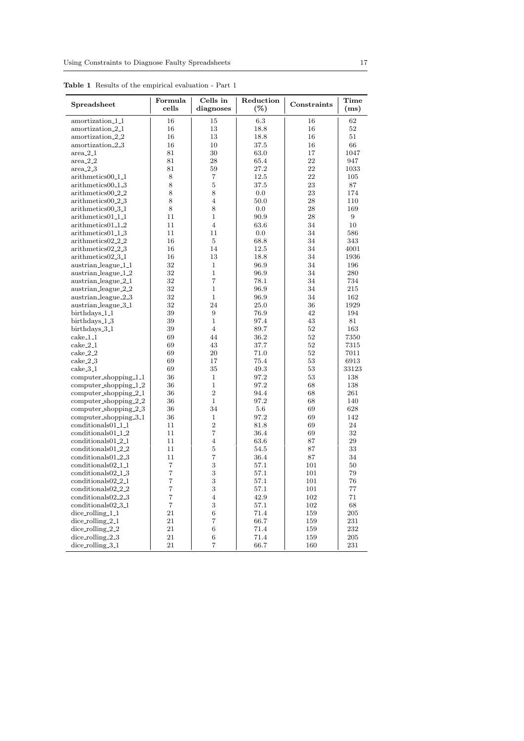**Table 1** Results of the empirical evaluation - Part 1

| Spreadsheet | Formula cells | Cells in diagnoses | Reduction (%) | Constraints | Time (ms) |
|---|---|---|---|---|---|
| amortization_1_1 | 16 | 15 | 6.3 | 16 | 62 |
| amortization_2_1 | 16 | 13 | 18.8 | 16 | 52 |
| amortization_2_2 | 16 | 13 | 18.8 | 16 | 51 |
| amortization_2_3 | 16 | 10 | 37.5 | 16 | 66 |
| area_2_1 | 81 | 30 | 63.0 | 17 | 1047 |
| area_2_2 | 81 | 28 | 65.4 | 22 | 947 |
| area_2_3 | 81 | 59 | 27.2 | 22 | 1033 |
| arithmetics00_1_1 | 8 | 7 | 12.5 | 22 | 105 |
| arithmetics00_1_3 | 8 | 5 | 37.5 | 23 | 87 |
| arithmetics00_2_2 | 8 | 8 | 0.0 | 23 | 174 |
| arithmetics00_2_3 | 8 | 4 | 50.0 | 28 | 110 |
| arithmetics00_3_1 | 8 | 8 | 0.0 | 28 | 169 |
| arithmetics01_1_1 | 11 | 1 | 90.9 | 28 | 9 |
| arithmetics01_1_2 | 11 | 4 | 63.6 | 34 | 10 |
| arithmetics01_1_3 | 11 | 11 | 0.0 | 34 | 586 |
| arithmetics02_2_2 | 16 | 5 | 68.8 | 34 | 343 |
| arithmetics02_2_3 | 16 | 14 | 12.5 | 34 | 4001 |
| arithmetics02_3_1 | 16 | 13 | 18.8 | 34 | 1936 |
| austrian_league_1_1 | 32 | 1 | 96.9 | 34 | 196 |
| austrian_league_1_2 | 32 | 1 | 96.9 | 34 | 280 |
| austrian_league_2_1 | 32 | 7 | 78.1 | 34 | 734 |
| austrian_league_2_2 | 32 | 1 | 96.9 | 34 | 215 |
| austrian_league_2_3 | 32 | 1 | 96.9 | 34 | 162 |
| austrian_league_3_1 | 32 | 24 | 25.0 | 36 | 1929 |
| birthdays_1_1 | 39 | 9 | 76.9 | 42 | 194 |
| birthdays_1_3 | 39 | 1 | 97.4 | 43 | 81 |
| birthdays_3_1 | 39 | 4 | 89.7 | 52 | 163 |
| cake_1_1 | 69 | 44 | 36.2 | 52 | 7350 |
| cake_2_1 | 69 | 43 | 37.7 | 52 | 7315 |
| cake_2_2 | 69 | 20 | 71.0 | 52 | 7011 |
| cake_2_3 | 69 | 17 | 75.4 | 53 | 6913 |
| cake_3_1 | 69 | 35 | 49.3 | 53 | 33123 |
| computer_shopping_1_1 | 36 | 1 | 97.2 | 53 | 138 |
| computer_shopping_1_2 | 36 | 1 | 97.2 | 68 | 138 |
| computer_shopping_2_1 | 36 | 2 | 94.4 | 68 | 261 |
| computer_shopping_2_2 | 36 | 1 | 97.2 | 68 | 140 |
| computer_shopping_2_3 | 36 | 34 | 5.6 | 69 | 628 |
| computer_shopping_3_1 | 36 | 1 | 97.2 | 69 | 142 |
| conditionals01_1_1 | 11 | 2 | 81.8 | 69 | 24 |
| conditionals01_1_2 | 11 | 7 | 36.4 | 69 | 32 |
| conditionals01_2_1 | 11 | 4 | 63.6 | 87 | 29 |
| conditionals01_2_2 | 11 | 5 | 54.5 | 87 | 33 |
| conditionals01_2_3 | 11 | 7 | 36.4 | 87 | 34 |
| conditionals02_1_1 | 7 | 3 | 57.1 | 101 | 50 |
| conditionals02_1_3 | 7 | 3 | 57.1 | 101 | 79 |
| conditionals02_2_1 | 7 | 3 | 57.1 | 101 | 76 |
| conditionals02_2_2 | 7 | 3 | 57.1 | 101 | 77 |
| conditionals02_2_3 | 7 | 4 | 42.9 | 102 | 71 |
| conditionals02_3_1 | 7 | 3 | 57.1 | 102 | 68 |
| dice_rolling_1_1 | 21 | 6 | 71.4 | 159 | 205 |
| dice_rolling_2_1 | 21 | 7 | 66.7 | 159 | 231 |
| dice_rolling_2_2 | 21 | 6 | 71.4 | 159 | 232 |
| dice_rolling_2_3 | 21 | 6 | 71.4 | 159 | 205 |
| dice_rolling_3_1 | 21 | 7 | 66.7 | 160 | 231 |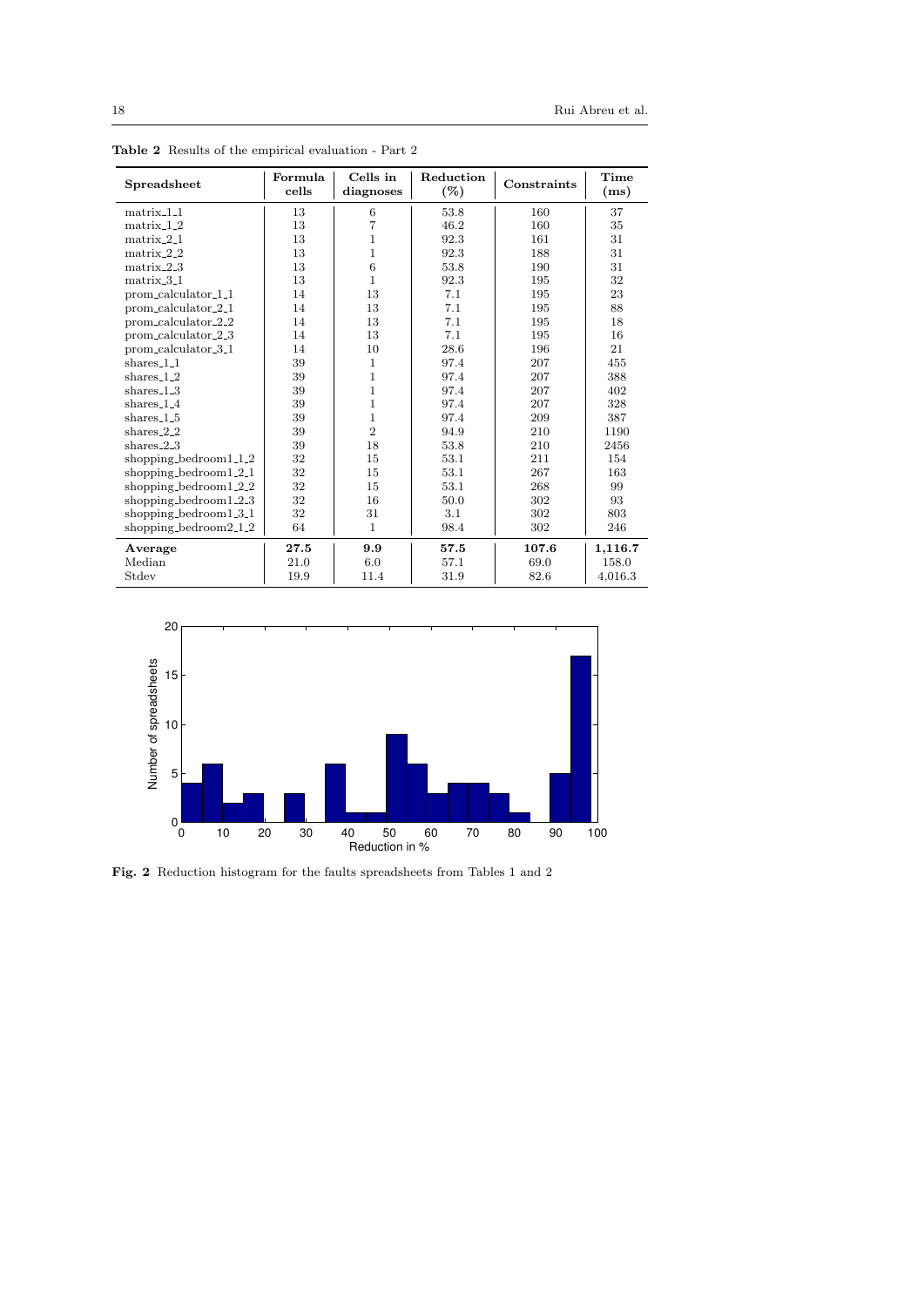**Table 2** Results of the empirical evaluation - Part 2

| Spreadsheet | Formula cells | Cells in diagnoses | Reduction (%) | Constraints | Time (ms) |
|---|---|---|---|---|---|
| matrix_1_1 | 13 | 6 | 53.8 | 160 | 37 |
| matrix_1_2 | 13 | 7 | 46.2 | 160 | 35 |
| matrix_2_1 | 13 | 1 | 92.3 | 161 | 31 |
| matrix_2_2 | 13 | 1 | 92.3 | 188 | 31 |
| matrix_2_3 | 13 | 6 | 53.8 | 190 | 31 |
| matrix_3_1 | 13 | 1 | 92.3 | 195 | 32 |
| prom_calculator_1_1 | 14 | 13 | 7.1 | 195 | 23 |
| prom_calculator_2_1 | 14 | 13 | 7.1 | 195 | 88 |
| prom_calculator_2_2 | 14 | 13 | 7.1 | 195 | 18 |
| prom_calculator_2_3 | 14 | 13 | 7.1 | 195 | 16 |
| prom_calculator_3_1 | 14 | 10 | 28.6 | 196 | 21 |
| shares_1_1 | 39 | 1 | 97.4 | 207 | 455 |
| shares_1_2 | 39 | 1 | 97.4 | 207 | 388 |
| shares_1_3 | 39 | 1 | 97.4 | 207 | 402 |
| shares_1_4 | 39 | 1 | 97.4 | 207 | 328 |
| shares_1_5 | 39 | 1 | 97.4 | 209 | 387 |
| shares_2_2 | 39 | 2 | 94.9 | 210 | 1190 |
| shares_2_3 | 39 | 18 | 53.8 | 210 | 2456 |
| shopping_bedroom1_1_2 | 32 | 15 | 53.1 | 211 | 154 |
| shopping_bedroom1_2_1 | 32 | 15 | 53.1 | 267 | 163 |
| shopping_bedroom1_2_2 | 32 | 15 | 53.1 | 268 | 99 |
| shopping_bedroom1_2_3 | 32 | 16 | 50.0 | 302 | 93 |
| shopping_bedroom1_3_1 | 32 | 31 | 3.1 | 302 | 803 |
| shopping_bedroom2_1_2 | 64 | 1 | 98.4 | 302 | 246 |
| **Average** | **27.5** | **9.9** | **57.5** | **107.6** | **1,116.7** |
| Median | 21.0 | 6.0 | 57.1 | 69.0 | 158.0 |
| Stdev | 19.9 | 11.4 | 31.9 | 82.6 | 4,016.3 |

**Fig. 2** Reduction histogram for the faults spreadsheets from Tables 1 and 2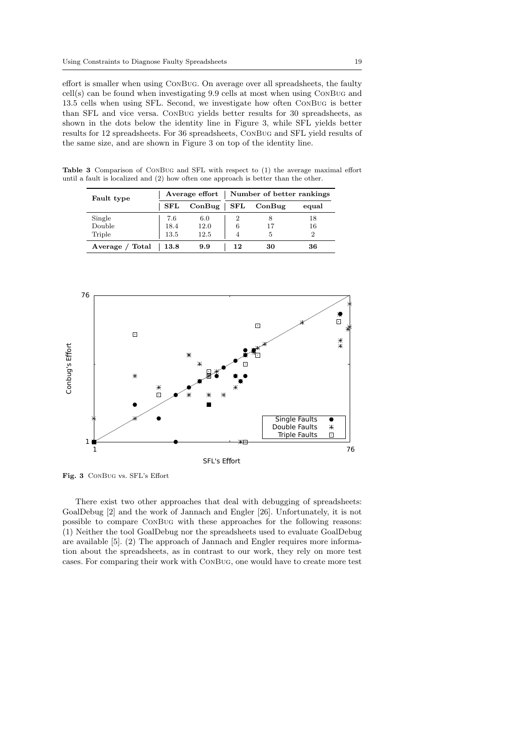effort is smaller when using ConBug. On average over all spreadsheets, the faulty cell(s) can be found when investigating 9.9 cells at most when using ConBug and 13.5 cells when using SFL. Second, we investigate how often ConBug is better than SFL and vice versa. ConBug yields better results for 30 spreadsheets, as shown in the dots below the identity line in Figure 3, while SFL yields better results for 12 spreadsheets. For 36 spreadsheets, ConBug and SFL yield results of the same size, and are shown in Figure 3 on top of the identity line.

**Table 3** Comparison of ConBug and SFL with respect to (1) the average maximal effort until a fault is localized and (2) how often one approach is better than the other.

| Fault type | Average effort | | Number of better rankings | | |
|---|---|---|---|---|---|
| | **SFL** | **ConBug** | **SFL** | **ConBug** | **equal** |
| Single | 7.6 | 6.0 | 2 | 8 | 18 |
| Double | 18.4 | 12.0 | 6 | 17 | 16 |
| Triple | 13.5 | 12.5 | 4 | 5 | 2 |
| **Average / Total** | **13.8** | **9.9** | **12** | **30** | **36** |

**Fig. 3** ConBug vs. SFL's Effort

There exist two other approaches that deal with debugging of spreadsheets: GoalDebug [2] and the work of Jannach and Engler [26]. Unfortunately, it is not possible to compare ConBug with these approaches for the following reasons: (1) Neither the tool GoalDebug nor the spreadsheets used to evaluate GoalDebug are available [5]. (2) The approach of Jannach and Engler requires more information about the spreadsheets, as in contrast to our work, they rely on more test cases. For comparing their work with ConBug, one would have to create more test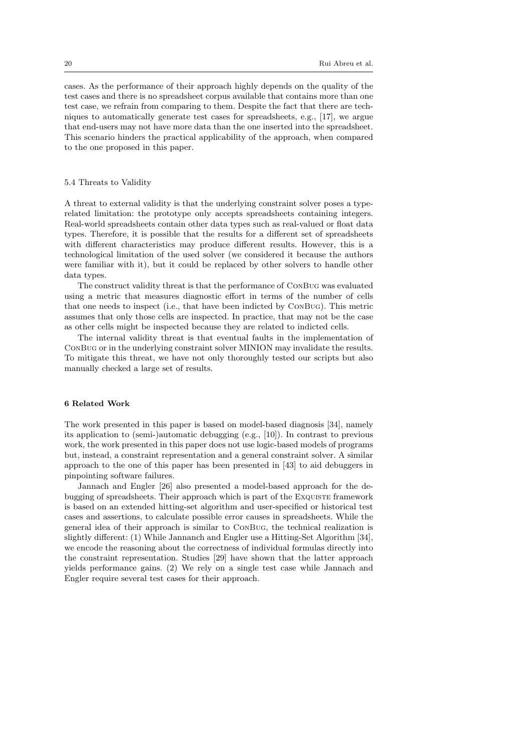cases. As the performance of their approach highly depends on the quality of the test cases and there is no spreadsheet corpus available that contains more than one test case, we refrain from comparing to them. Despite the fact that there are techniques to automatically generate test cases for spreadsheets, e.g., [17], we argue that end-users may not have more data than the one inserted into the spreadsheet. This scenario hinders the practical applicability of the approach, when compared to the one proposed in this paper.

### 5.4 Threats to Validity

A threat to external validity is that the underlying constraint solver poses a type-related limitation: the prototype only accepts spreadsheets containing integers. Real-world spreadsheets contain other data types such as real-valued or float data types. Therefore, it is possible that the results for a different set of spreadsheets with different characteristics may produce different results. However, this is a technological limitation of the used solver (we considered it because the authors were familiar with it), but it could be replaced by other solvers to handle other data types.

The construct validity threat is that the performance of ConBug was evaluated using a metric that measures diagnostic effort in terms of the number of cells that one needs to inspect (i.e., that have been indicted by ConBug). This metric assumes that only those cells are inspected. In practice, that may not be the case as other cells might be inspected because they are related to indicted cells.

The internal validity threat is that eventual faults in the implementation of ConBug or in the underlying constraint solver MINION may invalidate the results. To mitigate this threat, we have not only thoroughly tested our scripts but also manually checked a large set of results.

## 6 Related Work

The work presented in this paper is based on model-based diagnosis [34], namely its application to (semi-)automatic debugging (e.g., [10]). In contrast to previous work, the work presented in this paper does not use logic-based models of programs but, instead, a constraint representation and a general constraint solver. A similar approach to the one of this paper has been presented in [43] to aid debuggers in pinpointing software failures.

Jannach and Engler [26] also presented a model-based approach for the debugging of spreadsheets. Their approach which is part of the Exquiste framework is based on an extended hitting-set algorithm and user-specified or historical test cases and assertions, to calculate possible error causes in spreadsheets. While the general idea of their approach is similar to ConBug, the technical realization is slightly different: (1) While Jannanch and Engler use a Hitting-Set Algorithm [34], we encode the reasoning about the correctness of individual formulas directly into the constraint representation. Studies [29] have shown that the latter approach yields performance gains. (2) We rely on a single test case while Jannach and Engler require several test cases for their approach.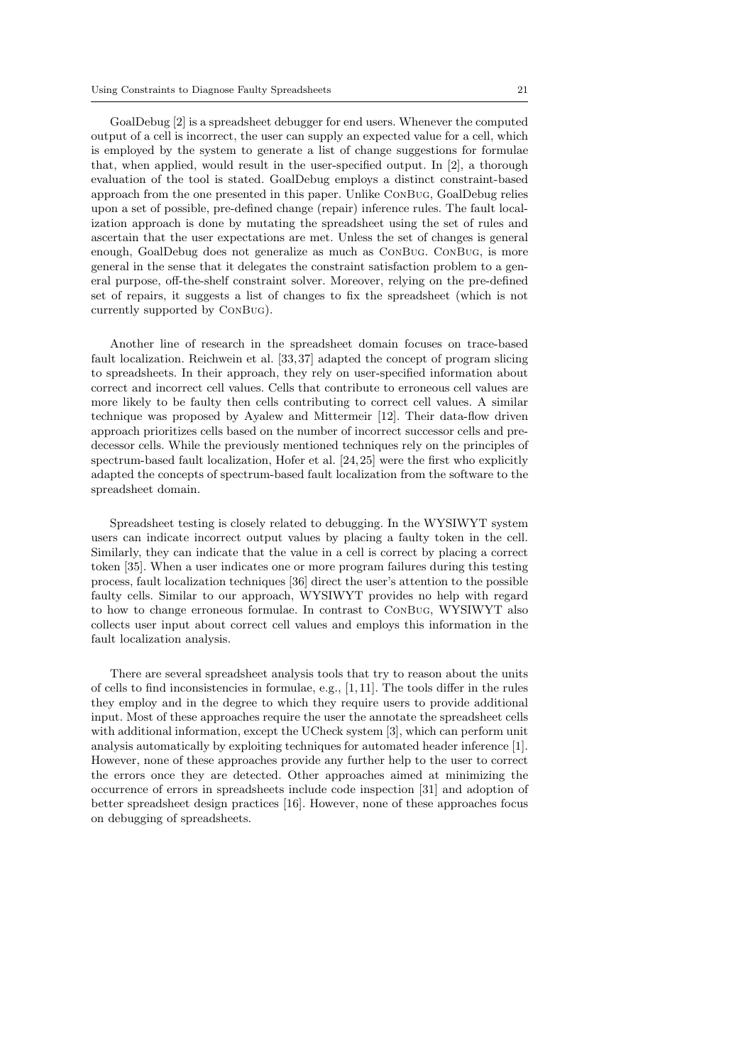GoalDebug [2] is a spreadsheet debugger for end users. Whenever the computed output of a cell is incorrect, the user can supply an expected value for a cell, which is employed by the system to generate a list of change suggestions for formulae that, when applied, would result in the user-specified output. In [2], a thorough evaluation of the tool is stated. GoalDebug employs a distinct constraint-based approach from the one presented in this paper. Unlike ConBug, GoalDebug relies upon a set of possible, pre-defined change (repair) inference rules. The fault localization approach is done by mutating the spreadsheet using the set of rules and ascertain that the user expectations are met. Unless the set of changes is general enough, GoalDebug does not generalize as much as ConBug. ConBug, is more general in the sense that it delegates the constraint satisfaction problem to a general purpose, off-the-shelf constraint solver. Moreover, relying on the pre-defined set of repairs, it suggests a list of changes to fix the spreadsheet (which is not currently supported by ConBug).

Another line of research in the spreadsheet domain focuses on trace-based fault localization. Reichwein et al. [33, 37] adapted the concept of program slicing to spreadsheets. In their approach, they rely on user-specified information about correct and incorrect cell values. Cells that contribute to erroneous cell values are more likely to be faulty then cells contributing to correct cell values. A similar technique was proposed by Ayalew and Mittermeir [12]. Their data-flow driven approach prioritizes cells based on the number of incorrect successor cells and predecessor cells. While the previously mentioned techniques rely on the principles of spectrum-based fault localization, Hofer et al. [24, 25] were the first who explicitly adapted the concepts of spectrum-based fault localization from the software to the spreadsheet domain.

Spreadsheet testing is closely related to debugging. In the WYSIWYT system users can indicate incorrect output values by placing a faulty token in the cell. Similarly, they can indicate that the value in a cell is correct by placing a correct token [35]. When a user indicates one or more program failures during this testing process, fault localization techniques [36] direct the user's attention to the possible faulty cells. Similar to our approach, WYSIWYT provides no help with regard to how to change erroneous formulae. In contrast to ConBug, WYSIWYT also collects user input about correct cell values and employs this information in the fault localization analysis.

There are several spreadsheet analysis tools that try to reason about the units of cells to find inconsistencies in formulae, e.g., [1, 11]. The tools differ in the rules they employ and in the degree to which they require users to provide additional input. Most of these approaches require the user the annotate the spreadsheet cells with additional information, except the UCheck system [3], which can perform unit analysis automatically by exploiting techniques for automated header inference [1]. However, none of these approaches provide any further help to the user to correct the errors once they are detected. Other approaches aimed at minimizing the occurrence of errors in spreadsheets include code inspection [31] and adoption of better spreadsheet design practices [16]. However, none of these approaches focus on debugging of spreadsheets.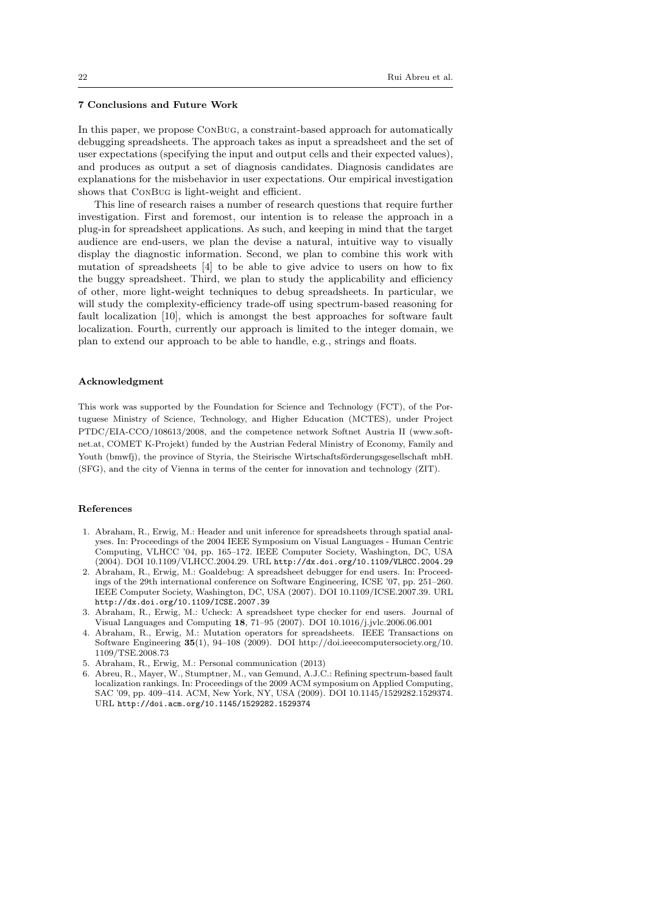## 7 Conclusions and Future Work

In this paper, we propose ConBug, a constraint-based approach for automatically debugging spreadsheets. The approach takes as input a spreadsheet and the set of user expectations (specifying the input and output cells and their expected values), and produces as output a set of diagnosis candidates. Diagnosis candidates are explanations for the misbehavior in user expectations. Our empirical investigation shows that ConBug is light-weight and efficient.

This line of research raises a number of research questions that require further investigation. First and foremost, our intention is to release the approach in a plug-in for spreadsheet applications. As such, and keeping in mind that the target audience are end-users, we plan the devise a natural, intuitive way to visually display the diagnostic information. Second, we plan to combine this work with mutation of spreadsheets [4] to be able to give advice to users on how to fix the buggy spreadsheet. Third, we plan to study the applicability and efficiency of other, more light-weight techniques to debug spreadsheets. In particular, we will study the complexity-efficiency trade-off using spectrum-based reasoning for fault localization [10], which is amongst the best approaches for software fault localization. Fourth, currently our approach is limited to the integer domain, we plan to extend our approach to be able to handle, e.g., strings and floats.

## Acknowledgment

This work was supported by the Foundation for Science and Technology (FCT), of the Portuguese Ministry of Science, Technology, and Higher Education (MCTES), under Project PTDC/EIA-CCO/108613/2008, and the competence network Softnet Austria II (www.soft-net.at, COMET K-Projekt) funded by the Austrian Federal Ministry of Economy, Family and Youth (bmwfj), the province of Styria, the Steirische Wirtschaftsförderungsgesellschaft mbH. (SFG), and the city of Vienna in terms of the center for innovation and technology (ZIT).

## References

1. Abraham, R., Erwig, M.: Header and unit inference for spreadsheets through spatial analyses. In: Proceedings of the 2004 IEEE Symposium on Visual Languages - Human Centric Computing, VLHCC '04, pp. 165–172. IEEE Computer Society, Washington, DC, USA (2004). DOI 10.1109/VLHCC.2004.29. URL http://dx.doi.org/10.1109/VLHCC.2004.29
2. Abraham, R., Erwig, M.: Goaldebug: A spreadsheet debugger for end users. In: Proceedings of the 29th international conference on Software Engineering, ICSE '07, pp. 251–260. IEEE Computer Society, Washington, DC, USA (2007). DOI 10.1109/ICSE.2007.39. URL http://dx.doi.org/10.1109/ICSE.2007.39
3. Abraham, R., Erwig, M.: Ucheck: A spreadsheet type checker for end users. Journal of Visual Languages and Computing **18**, 71–95 (2007). DOI 10.1016/j.jvlc.2006.06.001
4. Abraham, R., Erwig, M.: Mutation operators for spreadsheets. IEEE Transactions on Software Engineering **35**(1), 94–108 (2009). DOI http://doi.ieeecomputersociety.org/10.1109/TSE.2008.73
5. Abraham, R., Erwig, M.: Personal communication (2013)
6. Abreu, R., Mayer, W., Stumptner, M., van Gemund, A.J.C.: Refining spectrum-based fault localization rankings. In: Proceedings of the 2009 ACM symposium on Applied Computing, SAC '09, pp. 409–414. ACM, New York, NY, USA (2009). DOI 10.1145/1529282.1529374. URL http://doi.acm.org/10.1145/1529282.1529374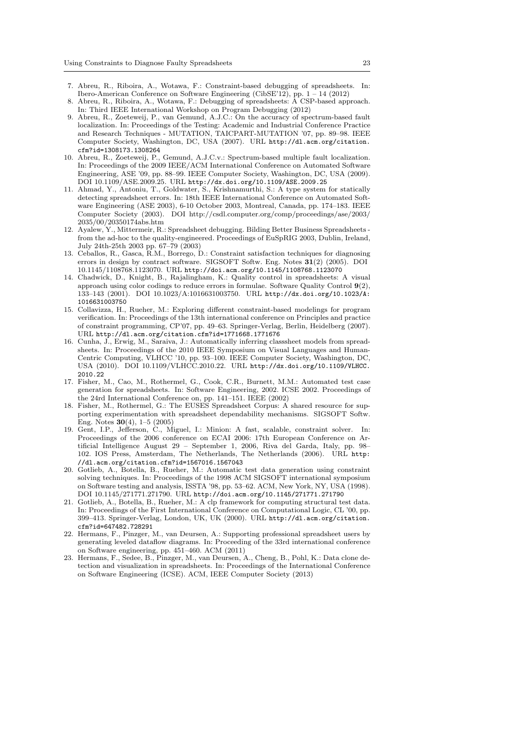7. Abreu, R., Riboira, A., Wotawa, F.: Constraint-based debugging of spreadsheets. In: Ibero-American Conference on Software Engineering (CibSE'12), pp. 1 – 14 (2012)
8. Abreu, R., Riboira, A., Wotawa, F.: Debugging of spreadsheets: A CSP-based approach. In: Third IEEE International Workshop on Program Debugging (2012)
9. Abreu, R., Zoeteweij, P., van Gemund, A.J.C.: On the accuracy of spectrum-based fault localization. In: Proceedings of the Testing: Academic and Industrial Conference Practice and Research Techniques - MUTATION, TAICPART-MUTATION '07, pp. 89–98. IEEE Computer Society, Washington, DC, USA (2007). URL http://dl.acm.org/citation.cfm?id=1308173.1308264
10. Abreu, R., Zoeteweij, P., Gemund, A.J.C.v.: Spectrum-based multiple fault localization. In: Proceedings of the 2009 IEEE/ACM International Conference on Automated Software Engineering, ASE '09, pp. 88–99. IEEE Computer Society, Washington, DC, USA (2009). DOI 10.1109/ASE.2009.25. URL http://dx.doi.org/10.1109/ASE.2009.25
11. Ahmad, Y., Antoniu, T., Goldwater, S., Krishnamurthi, S.: A type system for statically detecting spreadsheet errors. In: 18th IEEE International Conference on Automated Software Engineering (ASE 2003), 6-10 October 2003, Montreal, Canada, pp. 174–183. IEEE Computer Society (2003). DOI http://csdl.computer.org/comp/proceedings/ase/2003/2035/00/20350174abs.htm
12. Ayalew, Y., Mittermeir, R.: Spreadsheet debugging. Bilding Better Business Spreadsheets - from the ad-hoc to the quality-engineered. Proceedings of EuSpRIG 2003, Dublin, Ireland, July 24th-25th 2003 pp. 67–79 (2003)
13. Ceballos, R., Gasca, R.M., Borrego, D.: Constraint satisfaction techniques for diagnosing errors in design by contract software. SIGSOFT Softw. Eng. Notes **31**(2) (2005). DOI 10.1145/1108768.1123070. URL http://doi.acm.org/10.1145/1108768.1123070
14. Chadwick, D., Knight, B., Rajalingham, K.: Quality control in spreadsheets: A visual approach using color codings to reduce errors in formulae. Software Quality Control **9**(2), 133–143 (2001). DOI 10.1023/A:1016631003750. URL http://dx.doi.org/10.1023/A:1016631003750
15. Collavizza, H., Rueher, M.: Exploring different constraint-based modelings for program verification. In: Proceedings of the 13th international conference on Principles and practice of constraint programming, CP'07, pp. 49–63. Springer-Verlag, Berlin, Heidelberg (2007). URL http://dl.acm.org/citation.cfm?id=1771668.1771676
16. Cunha, J., Erwig, M., Saraiva, J.: Automatically inferring classsheet models from spreadsheets. In: Proceedings of the 2010 IEEE Symposium on Visual Languages and Human-Centric Computing, VLHCC '10, pp. 93–100. IEEE Computer Society, Washington, DC, USA (2010). DOI 10.1109/VLHCC.2010.22. URL http://dx.doi.org/10.1109/VLHCC.2010.22
17. Fisher, M., Cao, M., Rothermel, G., Cook, C.R., Burnett, M.M.: Automated test case generation for spreadsheets. In: Software Engineering, 2002. ICSE 2002. Proceedings of the 24rd International Conference on, pp. 141–151. IEEE (2002)
18. Fisher, M., Rothermel, G.: The EUSES Spreadsheet Corpus: A shared resource for supporting experimentation with spreadsheet dependability mechanisms. SIGSOFT Softw. Eng. Notes **30**(4), 1–5 (2005)
19. Gent, I.P., Jefferson, C., Miguel, I.: Minion: A fast, scalable, constraint solver. In: Proceedings of the 2006 conference on ECAI 2006: 17th European Conference on Artificial Intelligence August 29 – September 1, 2006, Riva del Garda, Italy, pp. 98–102. IOS Press, Amsterdam, The Netherlands, The Netherlands (2006). URL http://dl.acm.org/citation.cfm?id=1567016.1567043
20. Gotlieb, A., Botella, B., Rueher, M.: Automatic test data generation using constraint solving techniques. In: Proceedings of the 1998 ACM SIGSOFT international symposium on Software testing and analysis, ISSTA '98, pp. 53–62. ACM, New York, NY, USA (1998). DOI 10.1145/271771.271790. URL http://doi.acm.org/10.1145/271771.271790
21. Gotlieb, A., Botella, B., Rueher, M.: A clp framework for computing structural test data. In: Proceedings of the First International Conference on Computational Logic, CL '00, pp. 399–413. Springer-Verlag, London, UK, UK (2000). URL http://dl.acm.org/citation.cfm?id=647482.728291
22. Hermans, F., Pinzger, M., van Deursen, A.: Supporting professional spreadsheet users by generating leveled dataflow diagrams. In: Proceeding of the 33rd international conference on Software engineering, pp. 451–460. ACM (2011)
23. Hermans, F., Sedee, B., Pinzger, M., van Deursen, A., Cheng, B., Pohl, K.: Data clone detection and visualization in spreadsheets. In: Proceedings of the International Conference on Software Engineering (ICSE). ACM, IEEE Computer Society (2013)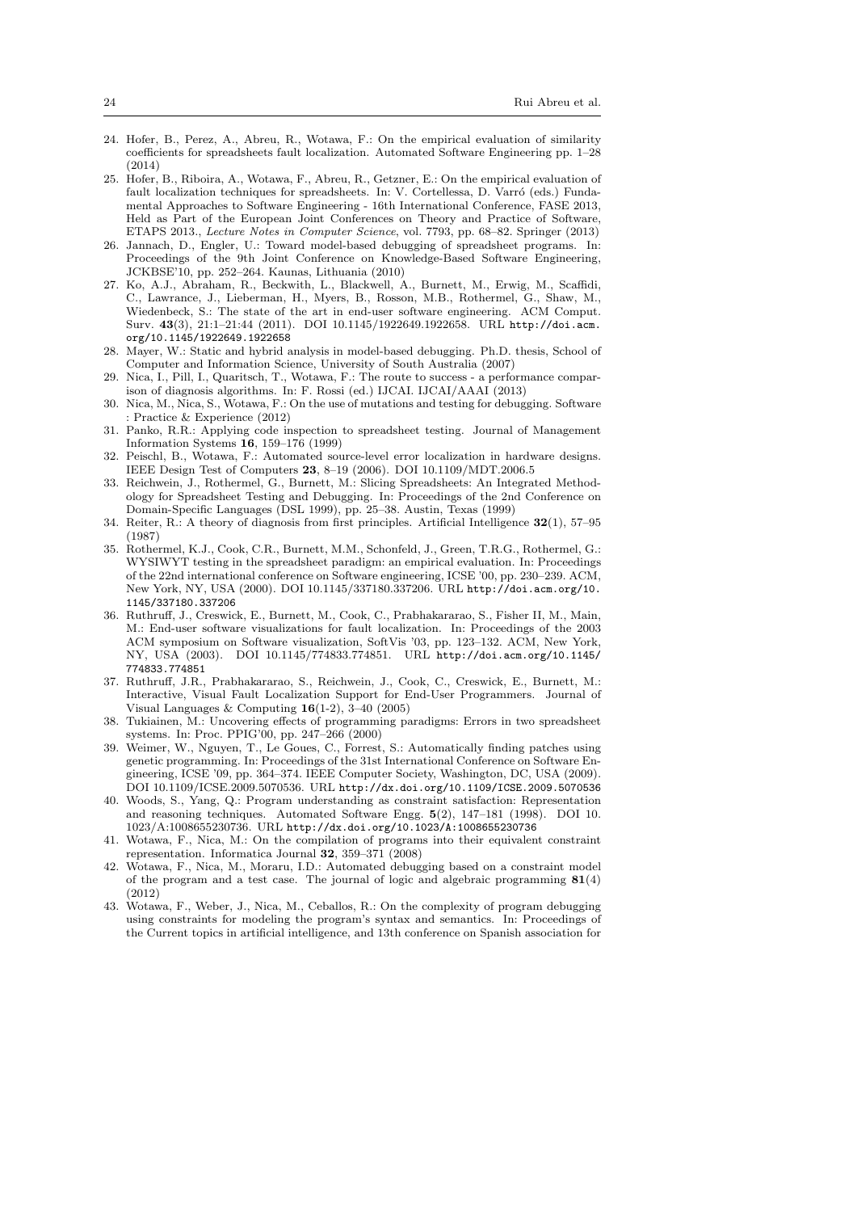24. Hofer, B., Perez, A., Abreu, R., Wotawa, F.: On the empirical evaluation of similarity coefficients for spreadsheets fault localization. Automated Software Engineering pp. 1–28 (2014)
25. Hofer, B., Riboira, A., Wotawa, F., Abreu, R., Getzner, E.: On the empirical evaluation of fault localization techniques for spreadsheets. In: V. Cortellessa, D. Varró (eds.) Fundamental Approaches to Software Engineering - 16th International Conference, FASE 2013, Held as Part of the European Joint Conferences on Theory and Practice of Software, ETAPS 2013., *Lecture Notes in Computer Science*, vol. 7793, pp. 68–82. Springer (2013)
26. Jannach, D., Engler, U.: Toward model-based debugging of spreadsheet programs. In: Proceedings of the 9th Joint Conference on Knowledge-Based Software Engineering, JCKBSE'10, pp. 252–264. Kaunas, Lithuania (2010)
27. Ko, A.J., Abraham, R., Beckwith, L., Blackwell, A., Burnett, M., Erwig, M., Scaffidi, C., Lawrance, J., Lieberman, H., Myers, B., Rosson, M.B., Rothermel, G., Shaw, M., Wiedenbeck, S.: The state of the art in end-user software engineering. ACM Comput. Surv. **43**(3), 21:1–21:44 (2011). DOI 10.1145/1922649.1922658. URL `http://doi.acm.org/10.1145/1922649.1922658`
28. Mayer, W.: Static and hybrid analysis in model-based debugging. Ph.D. thesis, School of Computer and Information Science, University of South Australia (2007)
29. Nica, I., Pill, I., Quaritsch, T., Wotawa, F.: The route to success - a performance comparison of diagnosis algorithms. In: F. Rossi (ed.) IJCAI. IJCAI/AAAI (2013)
30. Nica, M., Nica, S., Wotawa, F.: On the use of mutations and testing for debugging. Software : Practice & Experience (2012)
31. Panko, R.R.: Applying code inspection to spreadsheet testing. Journal of Management Information Systems **16**, 159–176 (1999)
32. Peischl, B., Wotawa, F.: Automated source-level error localization in hardware designs. IEEE Design Test of Computers **23**, 8–19 (2006). DOI 10.1109/MDT.2006.5
33. Reichwein, J., Rothermel, G., Burnett, M.: Slicing Spreadsheets: An Integrated Methodology for Spreadsheet Testing and Debugging. In: Proceedings of the 2nd Conference on Domain-Specific Languages (DSL 1999), pp. 25–38. Austin, Texas (1999)
34. Reiter, R.: A theory of diagnosis from first principles. Artificial Intelligence **32**(1), 57–95 (1987)
35. Rothermel, K.J., Cook, C.R., Burnett, M.M., Schonfeld, J., Green, T.R.G., Rothermel, G.: WYSIWYT testing in the spreadsheet paradigm: an empirical evaluation. In: Proceedings of the 22nd international conference on Software engineering, ICSE '00, pp. 230–239. ACM, New York, NY, USA (2000). DOI 10.1145/337180.337206. URL `http://doi.acm.org/10.1145/337180.337206`
36. Ruthruff, J., Creswick, E., Burnett, M., Cook, C., Prabhakararao, S., Fisher II, M., Main, M.: End-user software visualizations for fault localization. In: Proceedings of the 2003 ACM symposium on Software visualization, SoftVis '03, pp. 123–132. ACM, New York, NY, USA (2003). DOI 10.1145/774833.774851. URL `http://doi.acm.org/10.1145/774833.774851`
37. Ruthruff, J.R., Prabhakararao, S., Reichwein, J., Cook, C., Creswick, E., Burnett, M.: Interactive, Visual Fault Localization Support for End-User Programmers. Journal of Visual Languages & Computing **16**(1-2), 3–40 (2005)
38. Tukiainen, M.: Uncovering effects of programming paradigms: Errors in two spreadsheet systems. In: Proc. PPIG'00, pp. 247–266 (2000)
39. Weimer, W., Nguyen, T., Le Goues, C., Forrest, S.: Automatically finding patches using genetic programming. In: Proceedings of the 31st International Conference on Software Engineering, ICSE '09, pp. 364–374. IEEE Computer Society, Washington, DC, USA (2009). DOI 10.1109/ICSE.2009.5070536. URL `http://dx.doi.org/10.1109/ICSE.2009.5070536`
40. Woods, S., Yang, Q.: Program understanding as constraint satisfaction: Representation and reasoning techniques. Automated Software Engg. **5**(2), 147–181 (1998). DOI 10.1023/A:1008655230736. URL `http://dx.doi.org/10.1023/A:1008655230736`
41. Wotawa, F., Nica, M.: On the compilation of programs into their equivalent constraint representation. Informatica Journal **32**, 359–371 (2008)
42. Wotawa, F., Nica, M., Moraru, I.D.: Automated debugging based on a constraint model of the program and a test case. The journal of logic and algebraic programming **81**(4) (2012)
43. Wotawa, F., Weber, J., Nica, M., Ceballos, R.: On the complexity of program debugging using constraints for modeling the program's syntax and semantics. In: Proceedings of the Current topics in artificial intelligence, and 13th conference on Spanish association for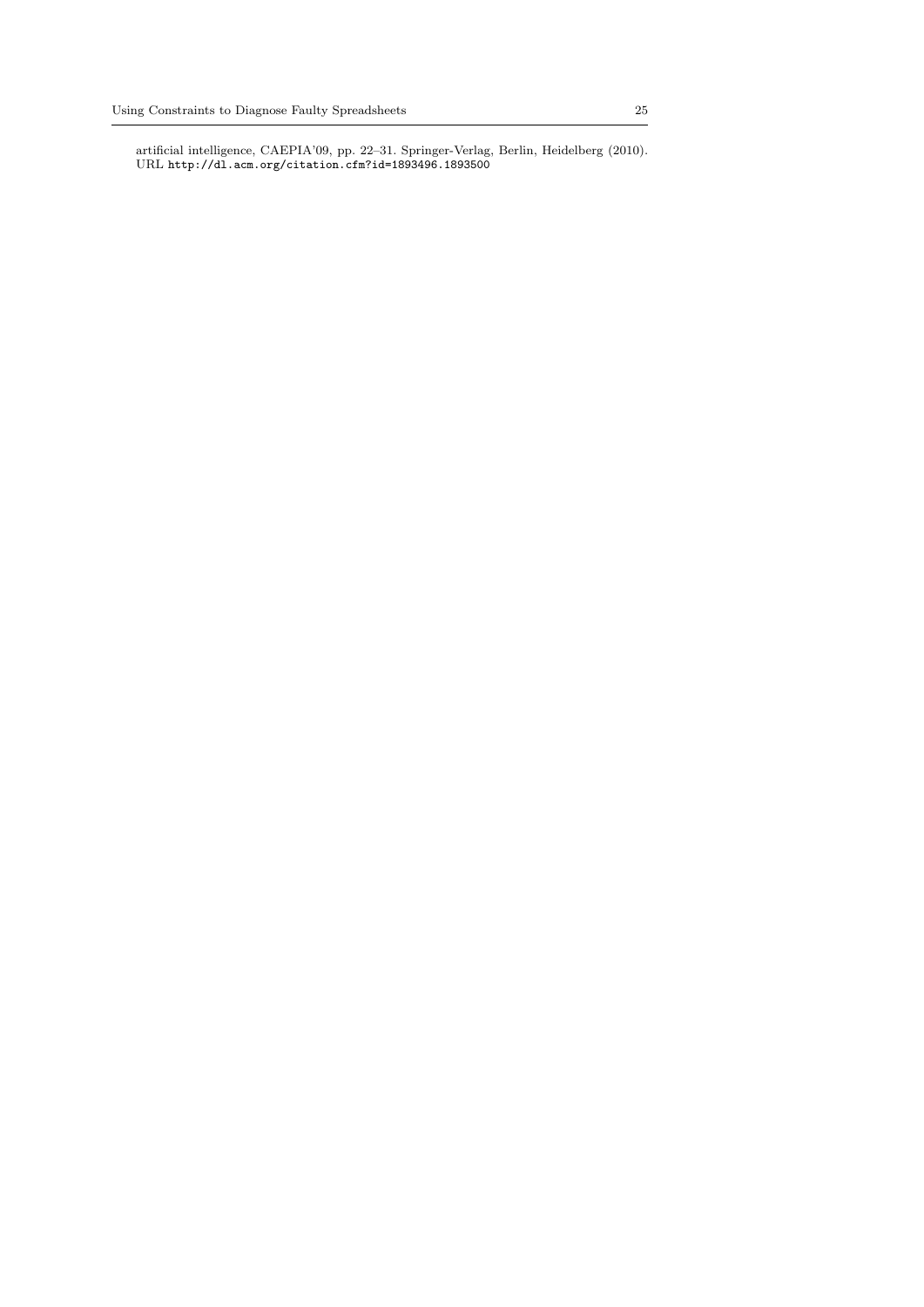artificial intelligence, CAEPIA'09, pp. 22–31. Springer-Verlag, Berlin, Heidelberg (2010). URL http://dl.acm.org/citation.cfm?id=1893496.1893500